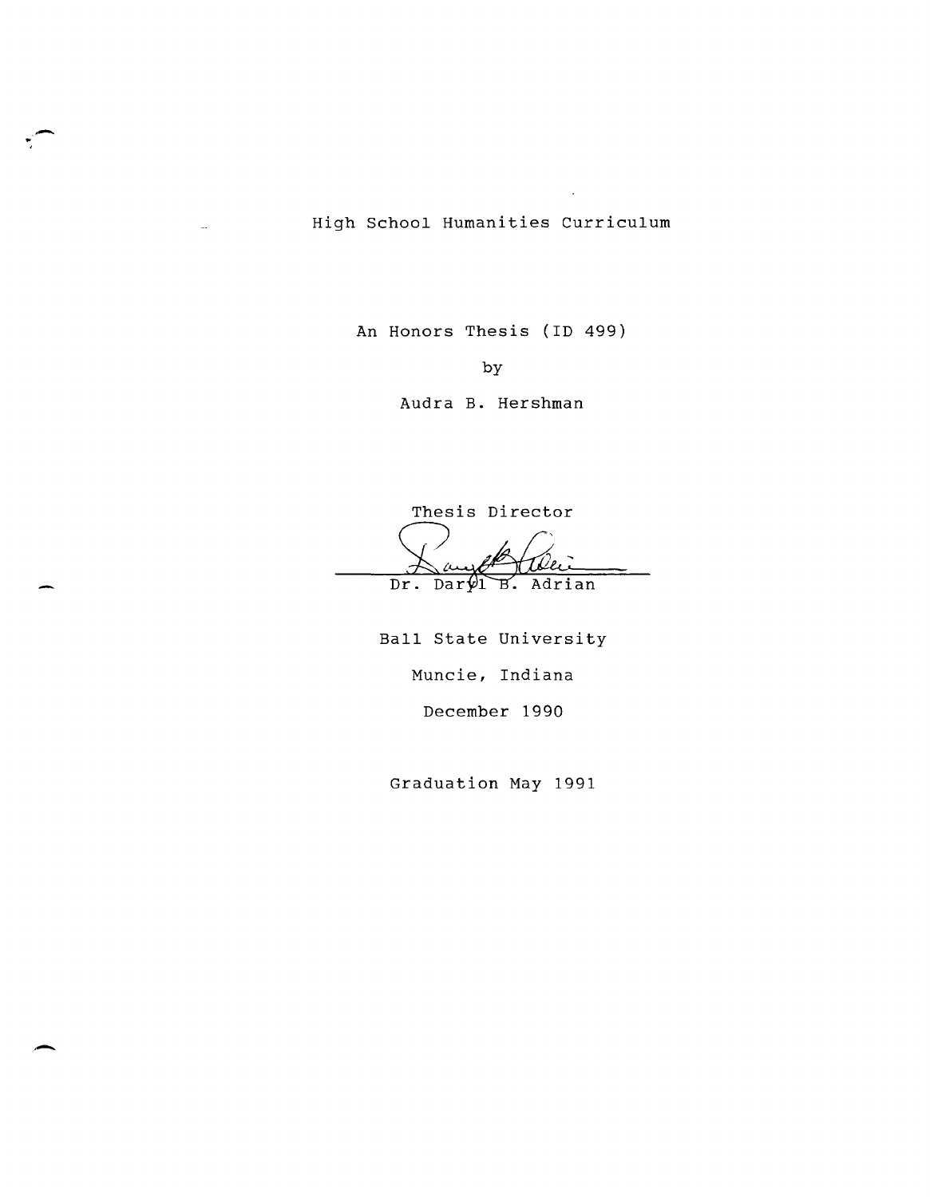# High School Humanities Curriculum

An Honors Thesis (ID 499)

by

Audra B. Hershman

Thesis Director

Dr. Daryl B. Adrian

Ball State University

Muncie, Indiana

December 1990

Graduation May 1991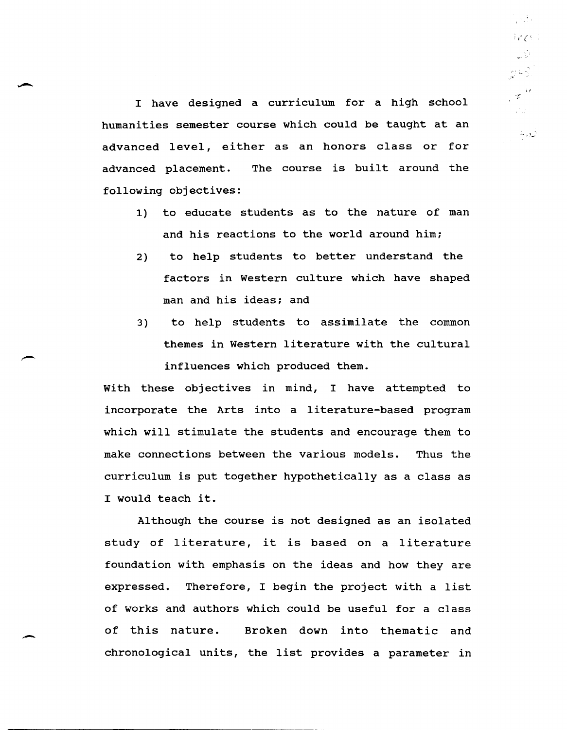I have designed a curriculum for a high school humanities semester course which could be taught at an advanced level, either as an honors class or for advanced placement. The course is built around the following objectives:

1) to educate students as to the nature of man and his reactions to the world around him;
2) to help students to better understand the factors in Western culture which have shaped man and his ideas; and
3) to help students to assimilate the common themes in Western literature with the cultural influences which produced them.

With these objectives in mind, I have attempted to incorporate the Arts into a literature-based program which will stimulate the students and encourage them to make connections between the various models. Thus the curriculum is put together hypothetically as a class as I would teach it.

Although the course is not designed as an isolated study of literature, it is based on a literature foundation with emphasis on the ideas and how they are expressed. Therefore, I begin the project with a list of works and authors which could be useful for a class of this nature. Broken down into thematic and chronological units, the list provides a parameter in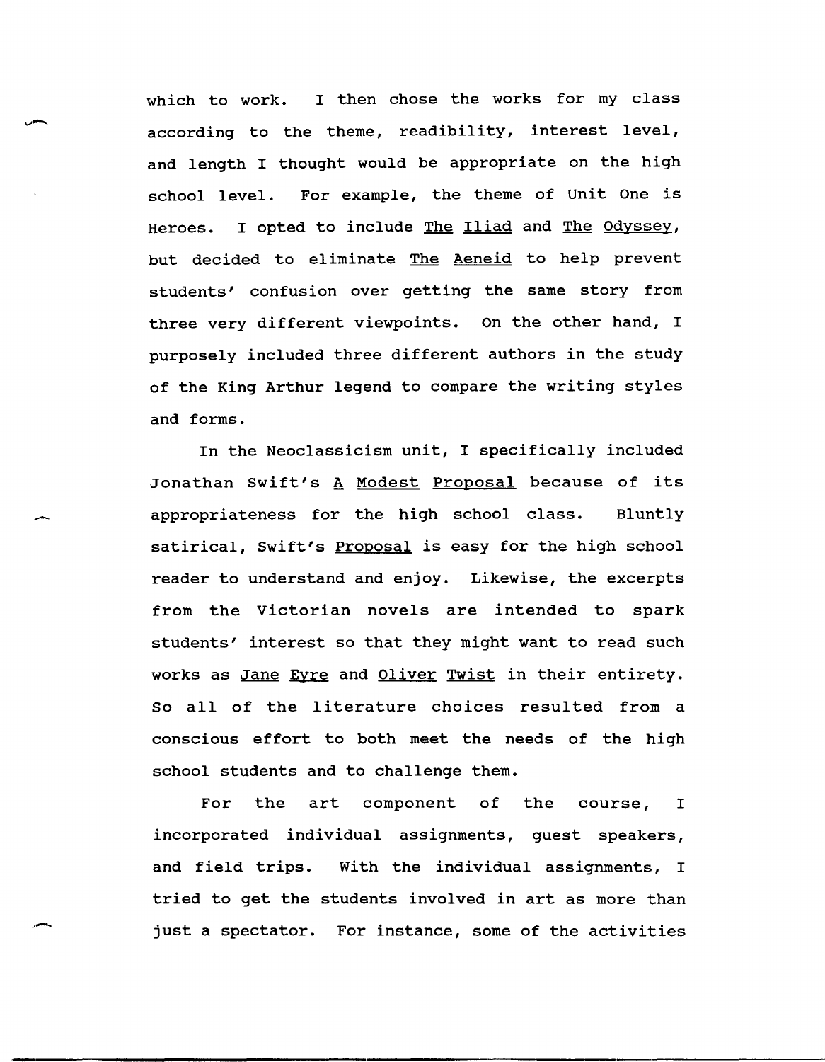which to work. I then chose the works for my class according to the theme, readibility, interest level, and length I thought would be appropriate on the high school level. For example, the theme of Unit One is Heroes. I opted to include The Iliad and The Odyssey, but decided to eliminate The Aeneid to help prevent students' confusion over getting the same story from three very different viewpoints. On the other hand, I purposely included three different authors in the study of the King Arthur legend to compare the writing styles and forms.

In the Neoclassicism unit, I specifically included Jonathan Swift's A Modest Proposal because of its appropriateness for the high school class. Bluntly satirical, Swift's Proposal is easy for the high school reader to understand and enjoy. Likewise, the excerpts from the Victorian novels are intended to spark students' interest so that they might want to read such works as Jane Eyre and Oliver Twist in their entirety. So all of the literature choices resulted from a conscious effort to both meet the needs of the high school students and to challenge them.

For the art component of the course, I incorporated individual assignments, guest speakers, and field trips. With the individual assignments, I tried to get the students involved in art as more than just a spectator. For instance, some of the activities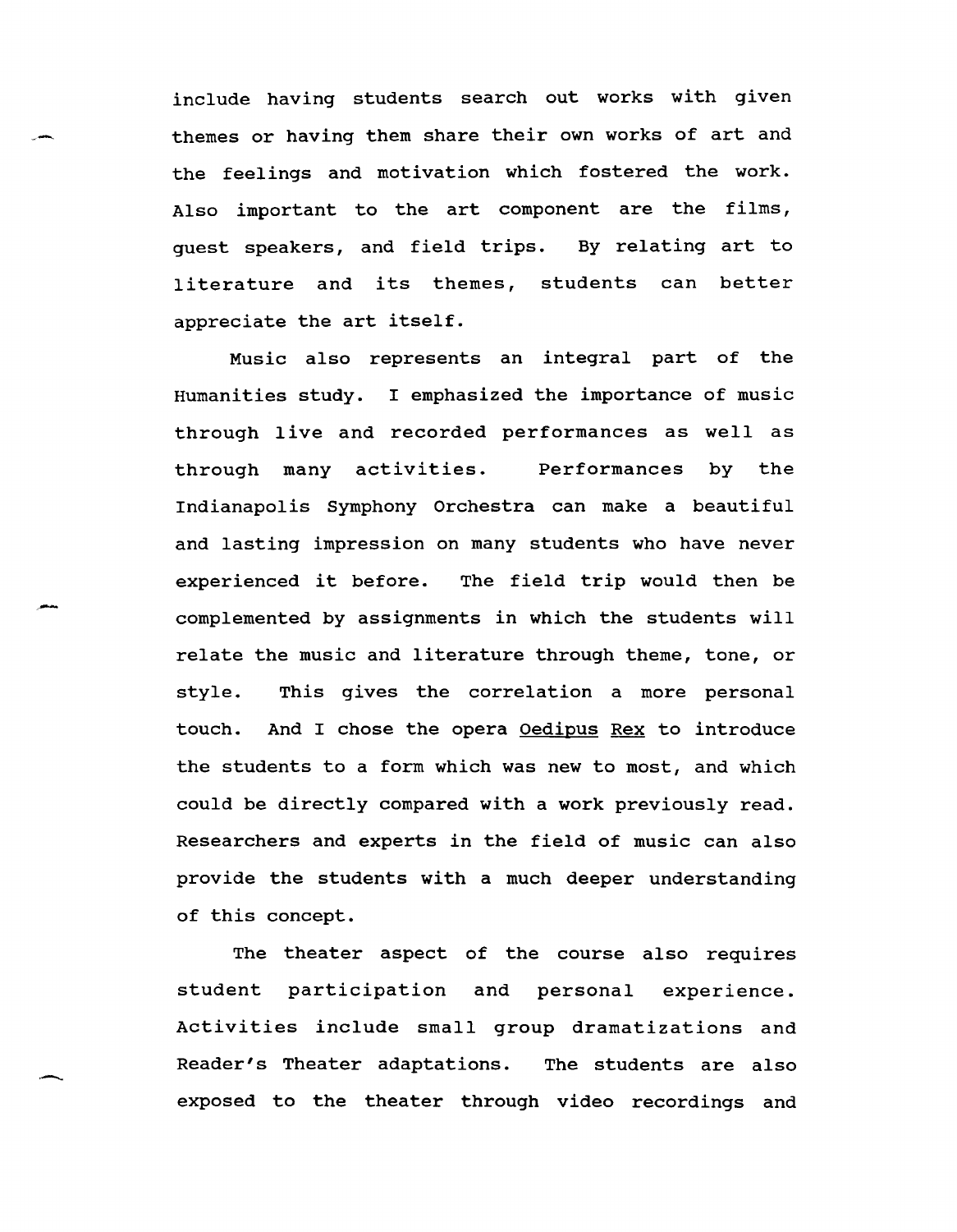include having students search out works with given themes or having them share their own works of art and the feelings and motivation which fostered the work. Also important to the art component are the films, guest speakers, and field trips. By relating art to literature and its themes, students can better appreciate the art itself.

Music also represents an integral part of the Humanities study. I emphasized the importance of music through live and recorded performances as well as through many activities. Performances by the Indianapolis Symphony Orchestra can make a beautiful and lasting impression on many students who have never experienced it before. The field trip would then be complemented by assignments in which the students will relate the music and literature through theme, tone, or style. This gives the correlation a more personal touch. And I chose the opera Oedipus Rex to introduce the students to a form which was new to most, and which could be directly compared with a work previously read. Researchers and experts in the field of music can also provide the students with a much deeper understanding of this concept.

The theater aspect of the course also requires student participation and personal experience. Activities include small group dramatizations and Reader's Theater adaptations. The students are also exposed to the theater through video recordings and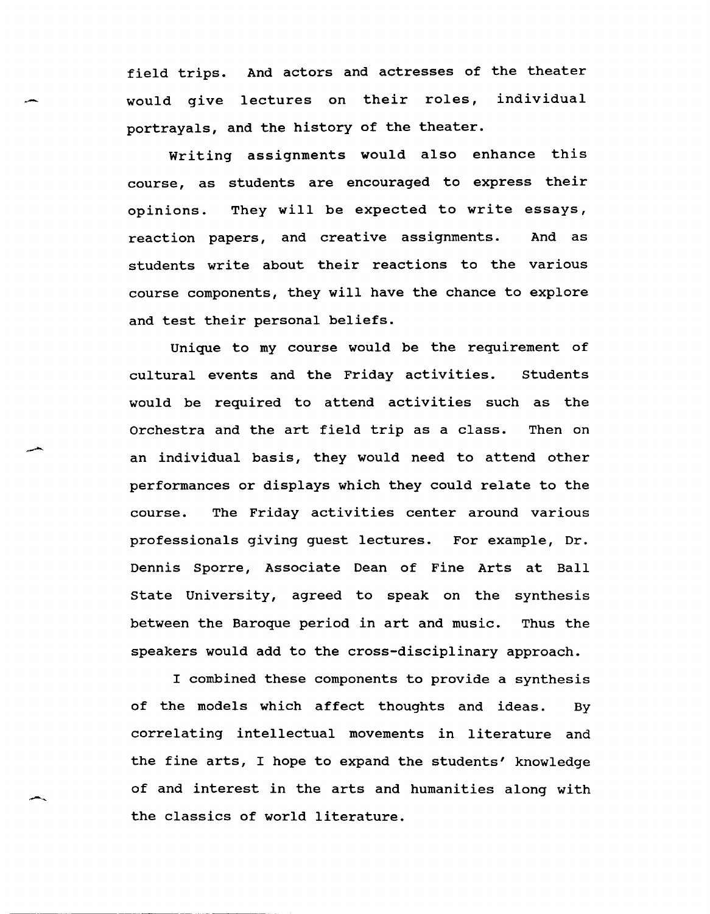field trips. And actors and actresses of the theater would give lectures on their roles, individual portrayals, and the history of the theater.

Writing assignments would also enhance this course, as students are encouraged to express their opinions. They will be expected to write essays, reaction papers, and creative assignments. And as students write about their reactions to the various course components, they will have the chance to explore and test their personal beliefs.

Unique to my course would be the requirement of cultural events and the Friday activities. Students would be required to attend activities such as the Orchestra and the art field trip as a class. Then on an individual basis, they would need to attend other performances or displays which they could relate to the course. The Friday activities center around various professionals giving guest lectures. For example, Dr. Dennis Sporre, Associate Dean of Fine Arts at Ball State University, agreed to speak on the synthesis between the Baroque period in art and music. Thus the speakers would add to the cross-disciplinary approach.

I combined these components to provide a synthesis of the models which affect thoughts and ideas. By correlating intellectual movements in literature and the fine arts, I hope to expand the students' knowledge of and interest in the arts and humanities along with the classics of world literature.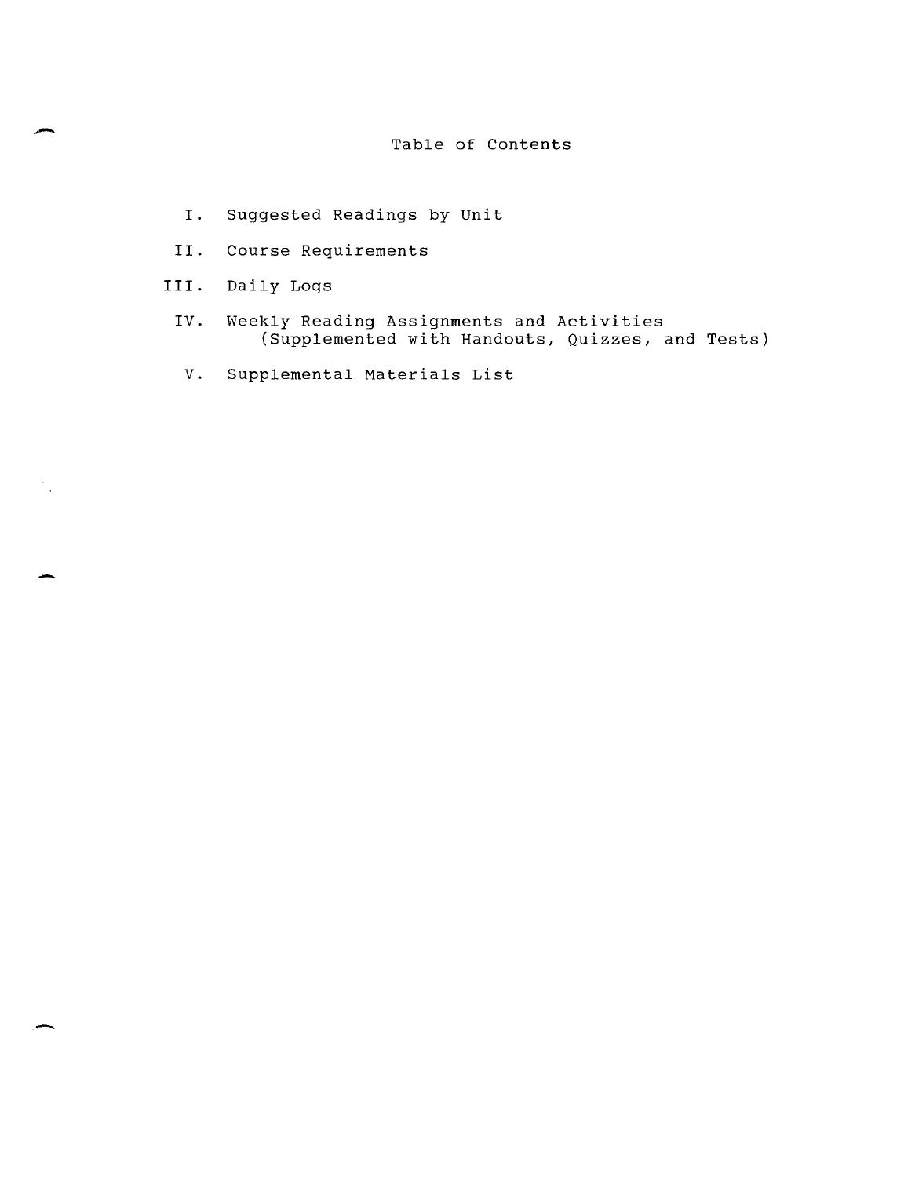# Table of Contents

I. Suggested Readings by Unit

II. Course Requirements

III. Daily Logs

IV. Weekly Reading Assignments and Activities
(Supplemented with Handouts, Quizzes, and Tests)

V. Supplemental Materials List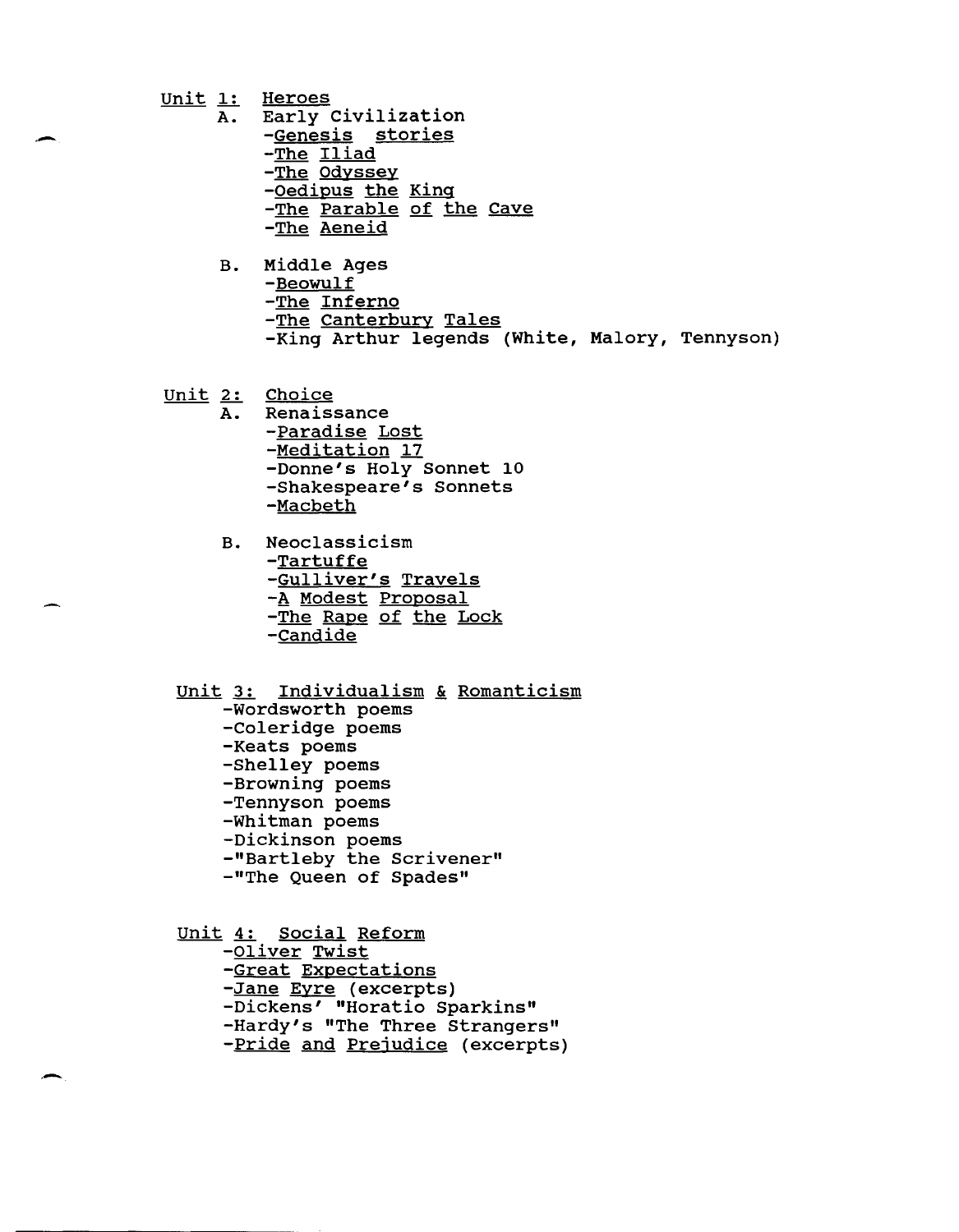## Unit 1: Heroes

A. Early Civilization
- *Genesis stories*
- *The Iliad*
- *The Odyssey*
- *Oedipus the King*
- *The Parable of the Cave*
- *The Aeneid*

B. Middle Ages
- *Beowulf*
- *The Inferno*
- *The Canterbury Tales*
- King Arthur legends (White, Malory, Tennyson)

## Unit 2: Choice

A. Renaissance
- *Paradise Lost*
- *Meditation 17*
- Donne's Holy Sonnet 10
- Shakespeare's Sonnets
- *Macbeth*

B. Neoclassicism
- *Tartuffe*
- *Gulliver's Travels*
- *A Modest Proposal*
- *The Rape of the Lock*
- *Candide*

## Unit 3: Individualism & Romanticism

- Wordsworth poems
- Coleridge poems
- Keats poems
- Shelley poems
- Browning poems
- Tennyson poems
- Whitman poems
- Dickinson poems
- "Bartleby the Scrivener"
- "The Queen of Spades"

## Unit 4: Social Reform

- *Oliver Twist*
- *Great Expectations*
- *Jane Eyre* (excerpts)
- Dickens' "Horatio Sparkins"
- Hardy's "The Three Strangers"
- *Pride and Prejudice* (excerpts)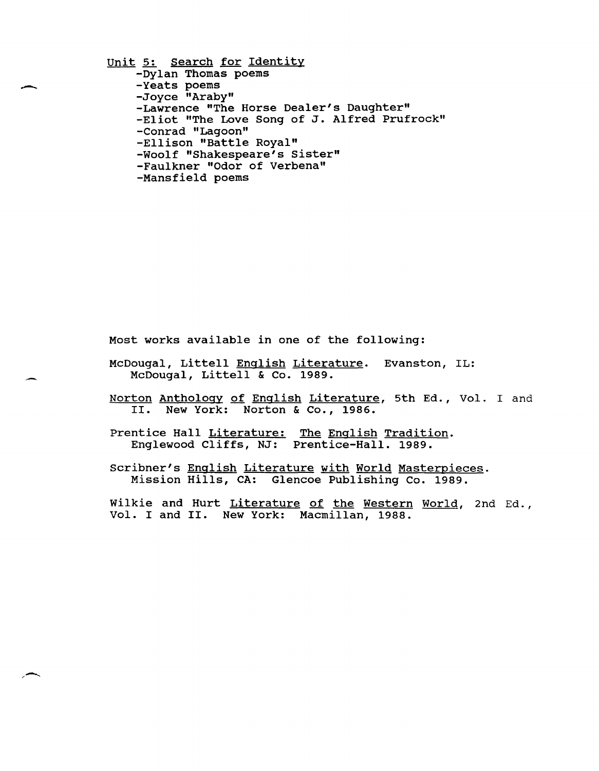## Unit 5: Search for Identity

- -Dylan Thomas poems
- -Yeats poems
- -Joyce "Araby"
- -Lawrence "The Horse Dealer's Daughter"
- -Eliot "The Love Song of J. Alfred Prufrock"
- -Conrad "Lagoon"
- -Ellison "Battle Royal"
- -Woolf "Shakespeare's Sister"
- -Faulkner "Odor of Verbena"
- -Mansfield poems

Most works available in one of the following:

McDougal, Littell English Literature. Evanston, IL: McDougal, Littell & Co. 1989.

Norton Anthology of English Literature, 5th Ed., Vol. I and II. New York: Norton & Co., 1986.

Prentice Hall Literature: The English Tradition. Englewood Cliffs, NJ: Prentice-Hall. 1989.

Scribner's English Literature with World Masterpieces. Mission Hills, CA: Glencoe Publishing Co. 1989.

Wilkie and Hurt Literature of the Western World, 2nd Ed., Vol. I and II. New York: Macmillan, 1988.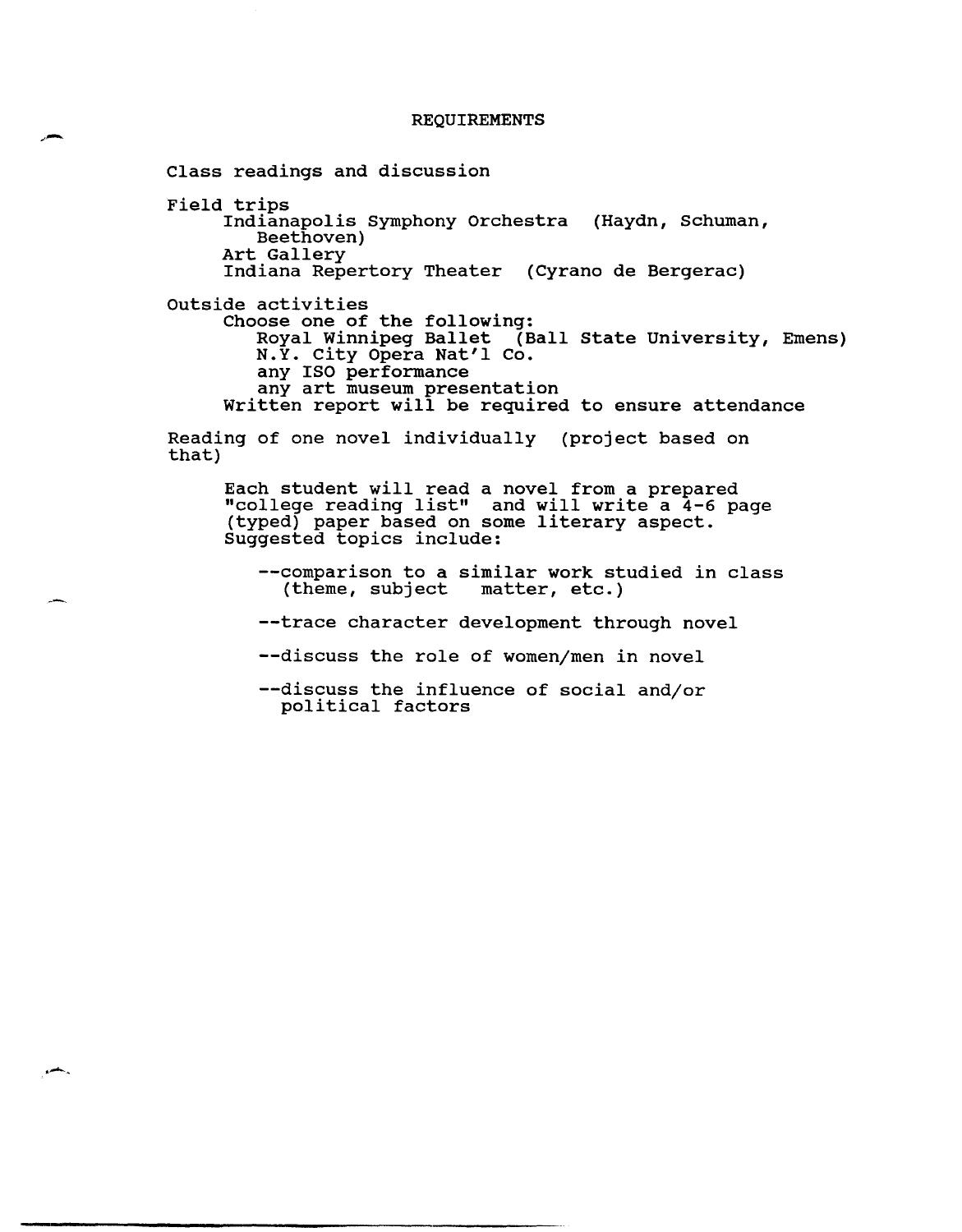# REQUIREMENTS

Class readings and discussion

Field trips
- Indianapolis Symphony Orchestra (Haydn, Schuman, Beethoven)
- Art Gallery
- Indiana Repertory Theater (Cyrano de Bergerac)

Outside activities
- Choose one of the following:
  - Royal Winnipeg Ballet (Ball State University, Emens)
  - N.Y. City Opera Nat'l Co.
  - any ISO performance
  - any art museum presentation
- Written report will be required to ensure attendance

Reading of one novel individually (project based on that)

Each student will read a novel from a prepared "college reading list" and will write a 4-6 page (typed) paper based on some literary aspect. Suggested topics include:

--comparison to a similar work studied in class (theme, subject matter, etc.)

--trace character development through novel

--discuss the role of women/men in novel

--discuss the influence of social and/or political factors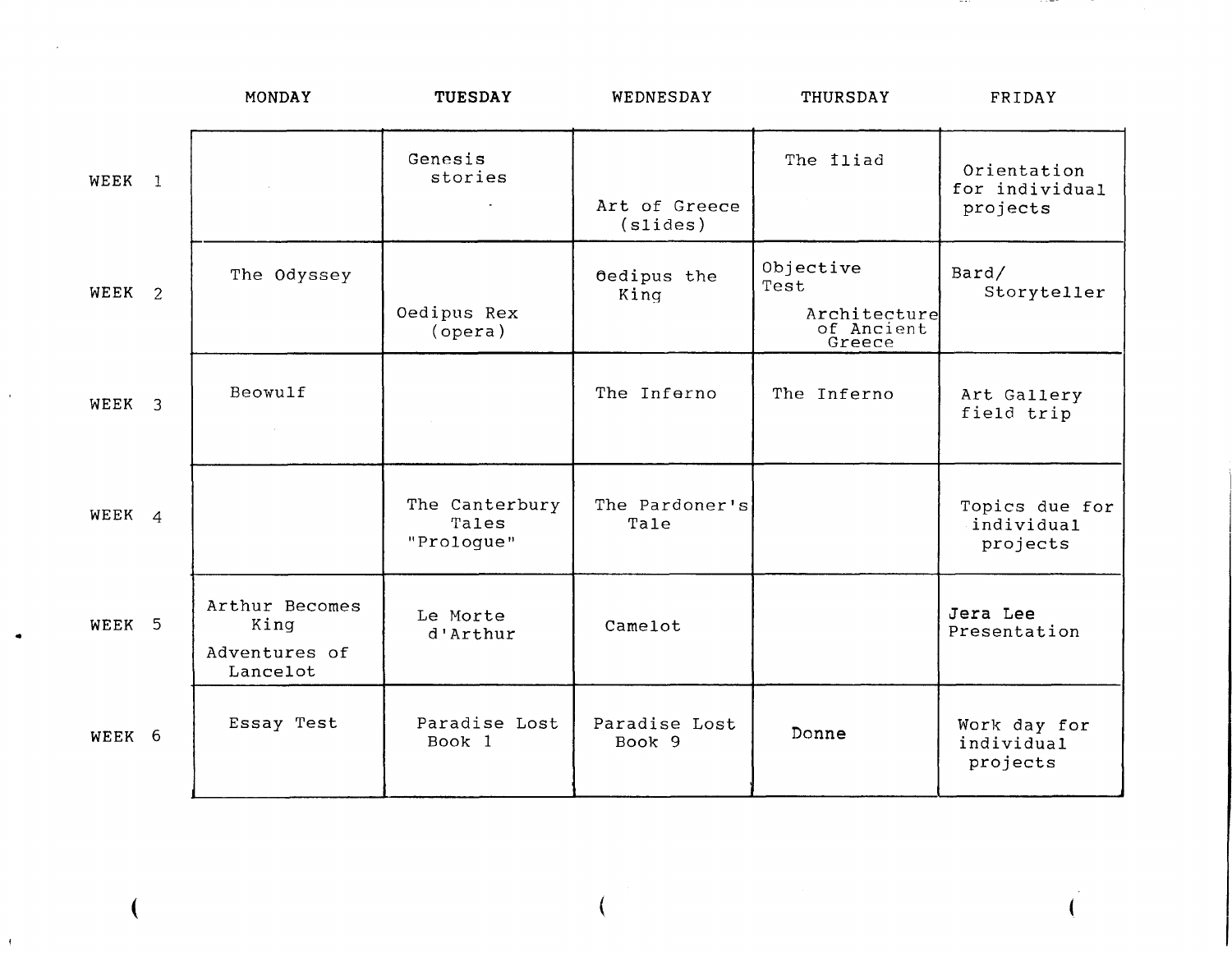| | MONDAY | TUESDAY | WEDNESDAY | THURSDAY | FRIDAY |
|---|---|---|---|---|---|
| WEEK 1 | | Genesis stories | Art of Greece (slides) | The Iliad | Orientation for individual projects |
| WEEK 2 | The Odyssey | Oedipus Rex (opera) | Oedipus the King | Objective Test<br>Architecture of Ancient Greece | Bard/ Storyteller |
| WEEK 3 | Beowulf | | The Inferno | The Inferno | Art Gallery field trip |
| WEEK 4 | | The Canterbury Tales "Prologue" | The Pardoner's Tale | | Topics due for individual projects |
| WEEK 5 | Arthur Becomes King<br>Adventures of Lancelot | Le Morte d'Arthur | Camelot | | Jera Lee Presentation |
| WEEK 6 | Essay Test | Paradise Lost Book 1 | Paradise Lost Book 9 | Donne | Work day for individual projects |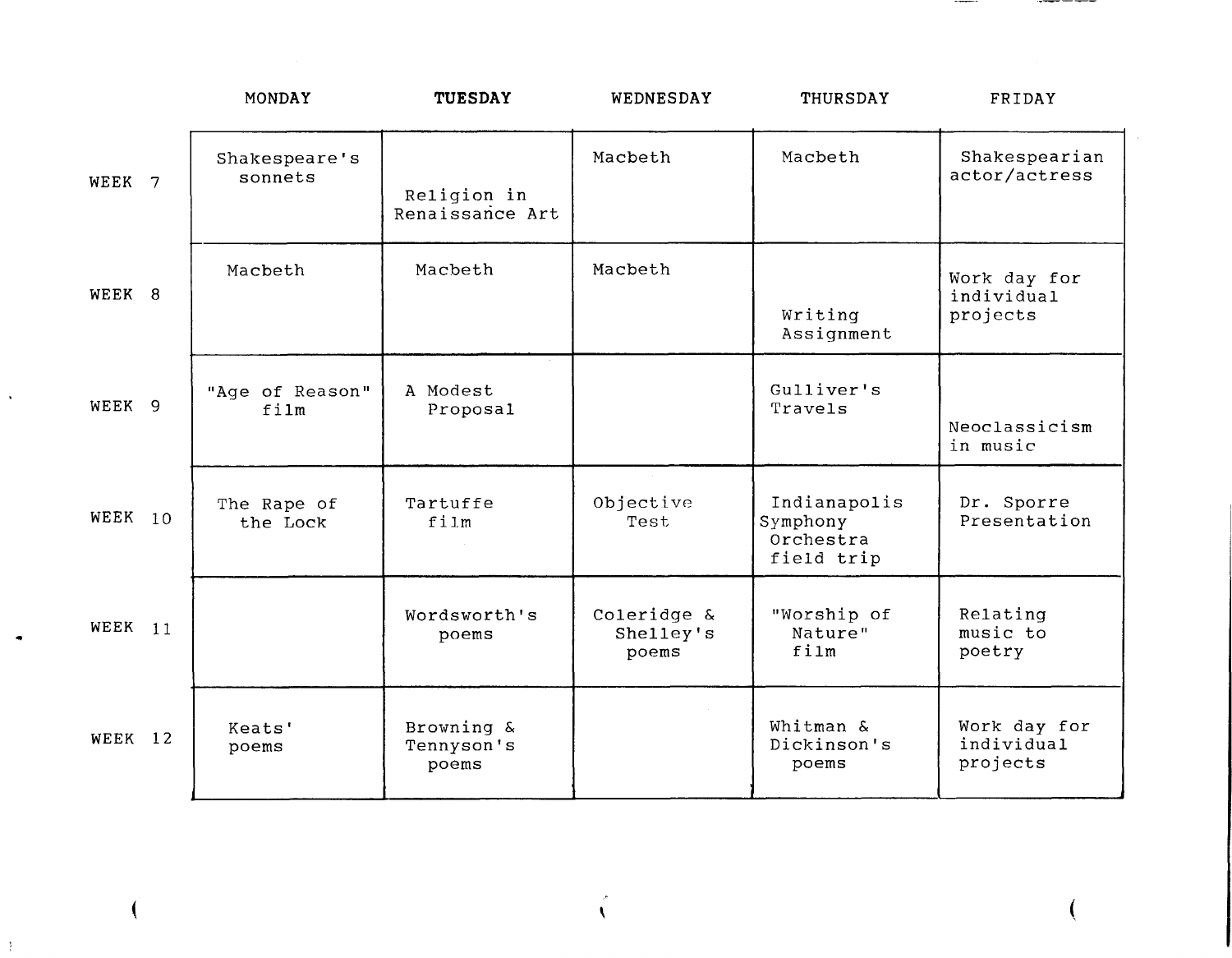| | MONDAY | TUESDAY | WEDNESDAY | THURSDAY | FRIDAY |
|---|---|---|---|---|---|
| WEEK 7 | Shakespeare's sonnets | Religion in Renaissance Art | Macbeth | Macbeth | Shakespearian actor/actress |
| WEEK 8 | Macbeth | Macbeth | Macbeth | Writing Assignment | Work day for individual projects |
| WEEK 9 | "Age of Reason" film | A Modest Proposal | | Gulliver's Travels | Neoclassicism in music |
| WEEK 10 | The Rape of the Lock | Tartuffe film | Objective Test | Indianapolis Symphony Orchestra field trip | Dr. Sporre Presentation |
| WEEK 11 | | Wordsworth's poems | Coleridge & Shelley's poems | "Worship of Nature" film | Relating music to poetry |
| WEEK 12 | Keats' poems | Browning & Tennyson's poems | | Whitman & Dickinson's poems | Work day for individual projects |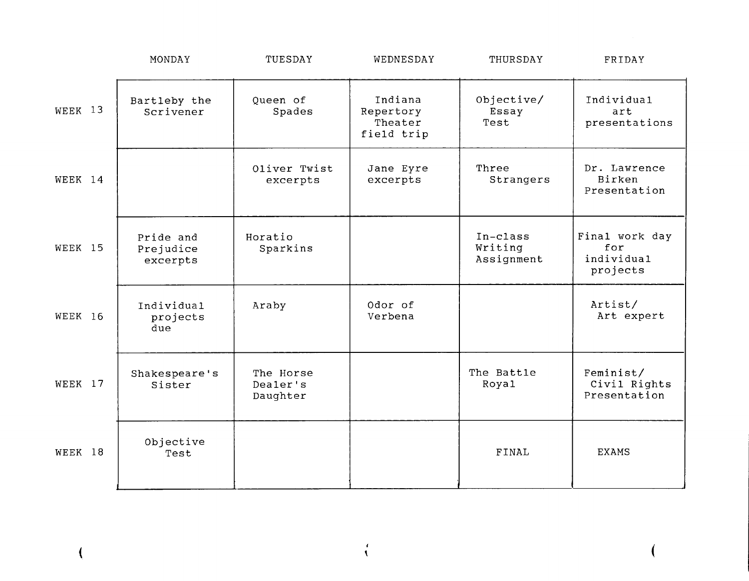| | MONDAY | TUESDAY | WEDNESDAY | THURSDAY | FRIDAY |
|---|---|---|---|---|---|
| WEEK 13 | Bartleby the Scrivener | Queen of Spades | Indiana Repertory Theater field trip | Objective/ Essay Test | Individual art presentations |
| WEEK 14 | | Oliver Twist excerpts | Jane Eyre excerpts | Three Strangers | Dr. Lawrence Birken Presentation |
| WEEK 15 | Pride and Prejudice excerpts | Horatio Sparkins | | In-class Writing Assignment | Final work day for individual projects |
| WEEK 16 | Individual projects due | Araby | Odor of Verbena | | Artist/ Art expert |
| WEEK 17 | Shakespeare's Sister | The Horse Dealer's Daughter | | The Battle Royal | Feminist/ Civil Rights Presentation |
| WEEK 18 | Objective Test | | | FINAL | EXAMS |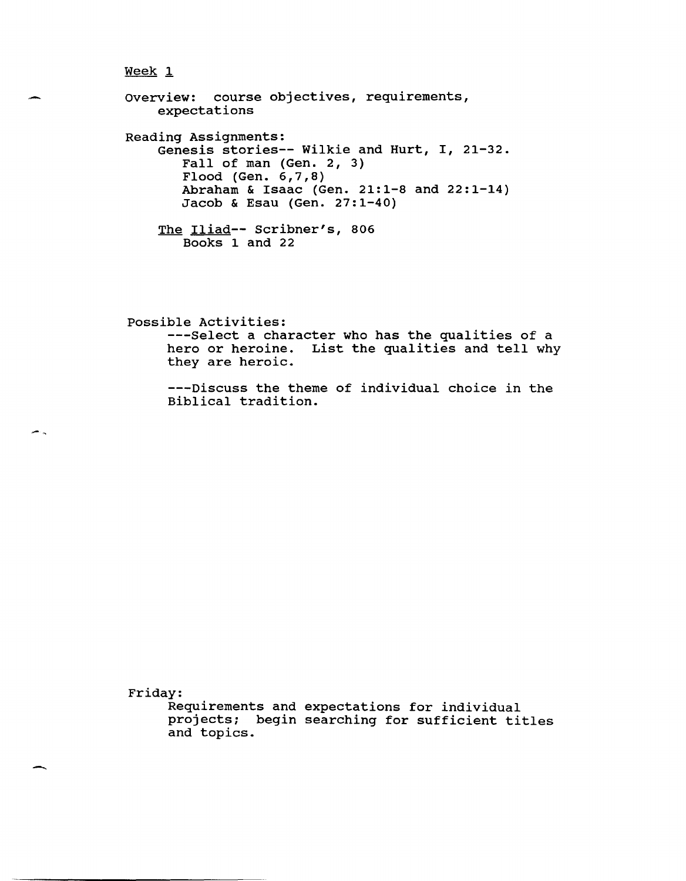Week 1

Overview: course objectives, requirements, expectations

Reading Assignments:

Genesis stories-- Wilkie and Hurt, I, 21-32.
- Fall of man (Gen. 2, 3)
- Flood (Gen. 6,7,8)
- Abraham & Isaac (Gen. 21:1-8 and 22:1-14)
- Jacob & Esau (Gen. 27:1-40)

*The Iliad*-- Scribner's, 806
- Books 1 and 22

Possible Activities:

---Select a character who has the qualities of a hero or heroine. List the qualities and tell why they are heroic.

---Discuss the theme of individual choice in the Biblical tradition.

Friday:

Requirements and expectations for individual projects; begin searching for sufficient titles and topics.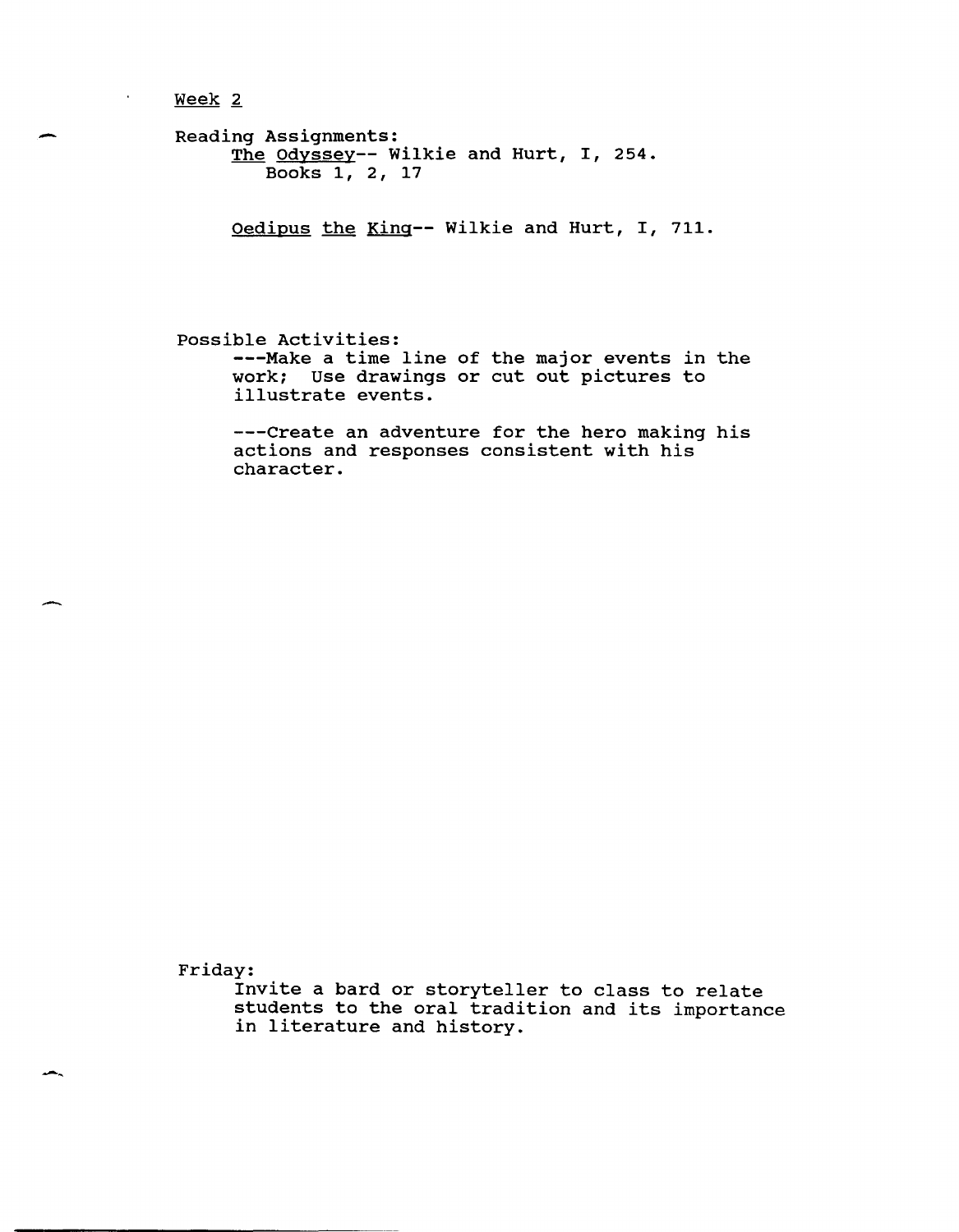Week 2

Reading Assignments:

The Odyssey-- Wilkie and Hurt, I, 254.
Books 1, 2, 17

Oedipus the King-- Wilkie and Hurt, I, 711.

Possible Activities:

---Make a time line of the major events in the work; Use drawings or cut out pictures to illustrate events.

---Create an adventure for the hero making his actions and responses consistent with his character.

Friday:

Invite a bard or storyteller to class to relate students to the oral tradition and its importance in literature and history.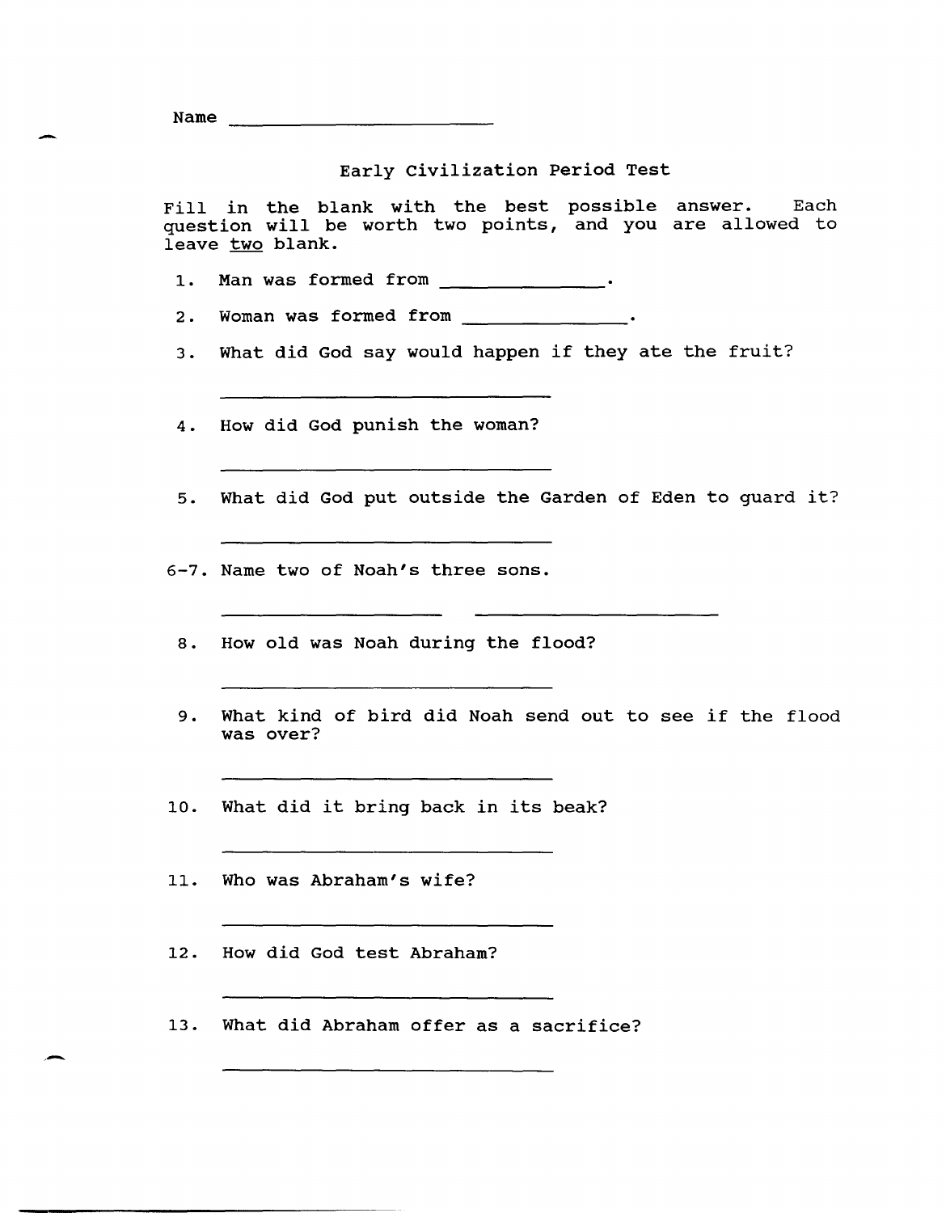Name ____________________

## Early Civilization Period Test

Fill in the blank with the best possible answer. Each question will be worth two points, and you are allowed to leave two blank.

1. Man was formed from ____________.

2. Woman was formed from ____________.

3. What did God say would happen if they ate the fruit?

   ________________________

4. How did God punish the woman?

   ________________________

5. What did God put outside the Garden of Eden to guard it?

   ________________________

6-7. Name two of Noah's three sons.

   ________________ ________________

8. How old was Noah during the flood?

   ________________________

9. What kind of bird did Noah send out to see if the flood was over?

   ________________________

10. What did it bring back in its beak?

    ________________________

11. Who was Abraham's wife?

    ________________________

12. How did God test Abraham?

    ________________________

13. What did Abraham offer as a sacrifice?

    ________________________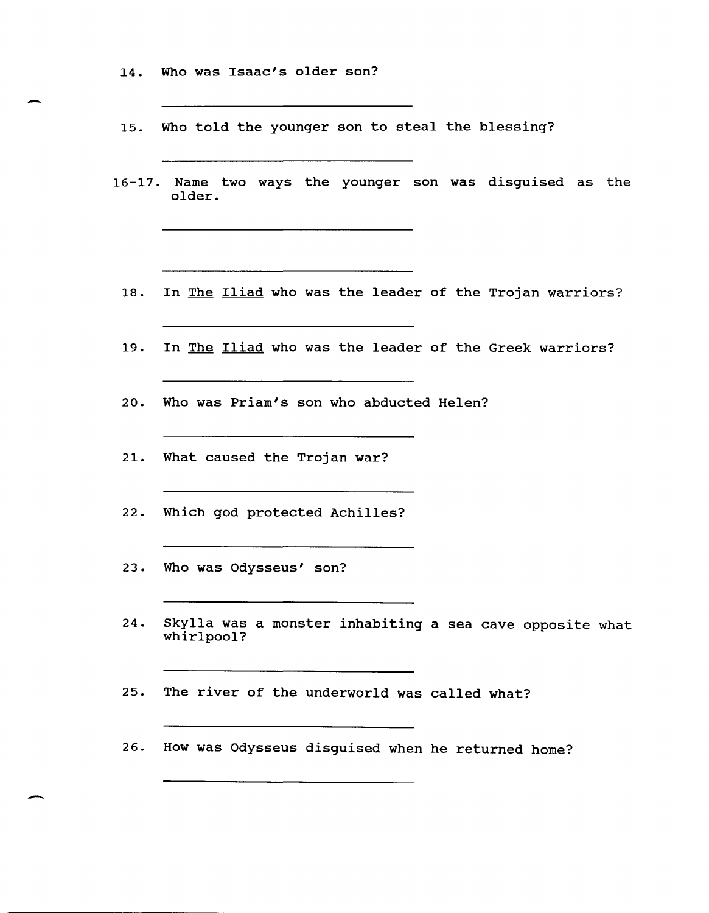14. Who was Isaac's older son?

_______________________________

15. Who told the younger son to steal the blessing?

_______________________________

16-17. Name two ways the younger son was disguised as the older.

_______________________________

_______________________________

18. In The Iliad who was the leader of the Trojan warriors?

_______________________________

19. In The Iliad who was the leader of the Greek warriors?

_______________________________

20. Who was Priam's son who abducted Helen?

_______________________________

21. What caused the Trojan war?

_______________________________

22. Which god protected Achilles?

_______________________________

23. Who was Odysseus' son?

_______________________________

24. Skylla was a monster inhabiting a sea cave opposite what whirlpool?

_______________________________

25. The river of the underworld was called what?

_______________________________

26. How was Odysseus disguised when he returned home?

_______________________________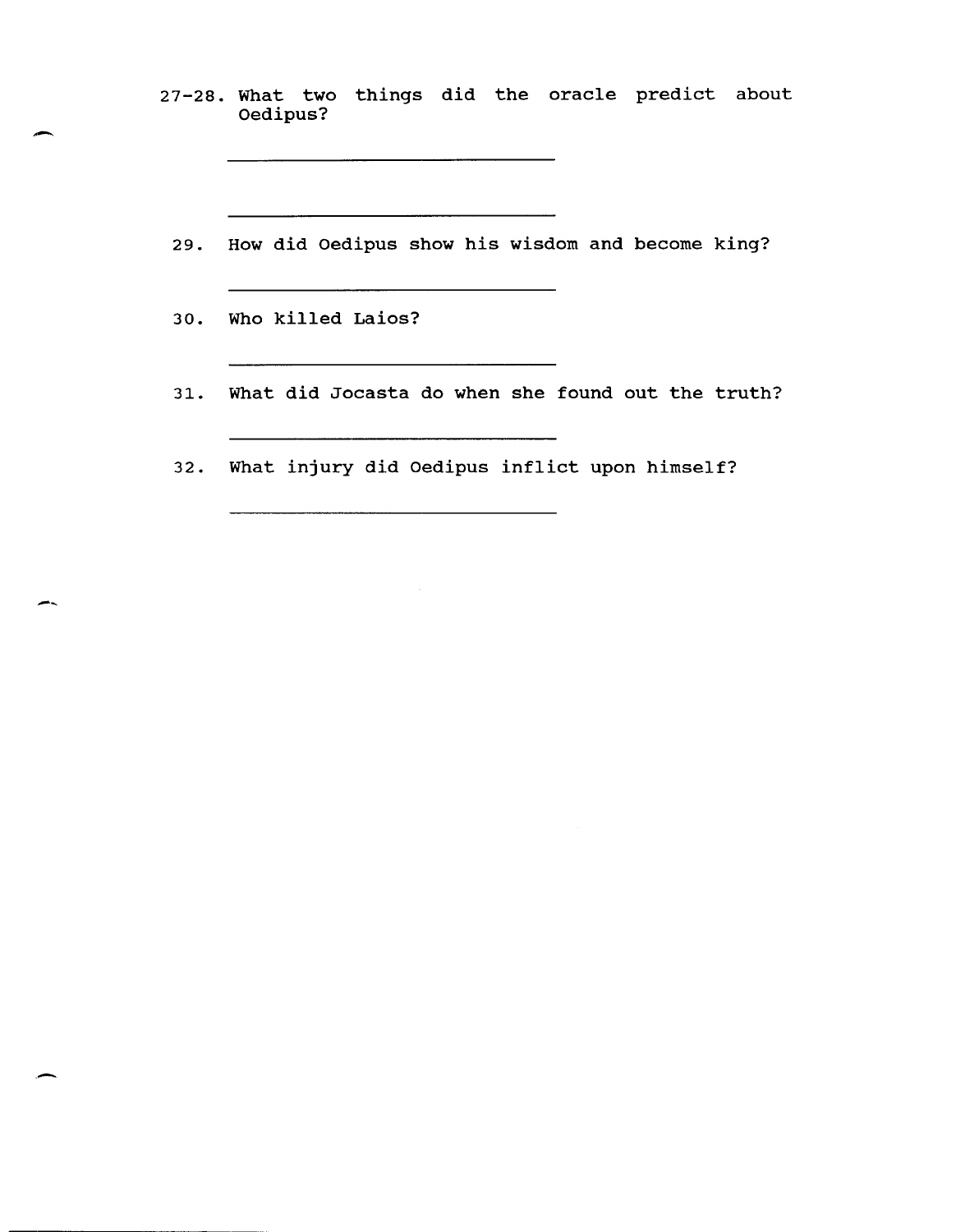27-28. What two things did the oracle predict about Oedipus?

\_\_\_\_\_\_\_\_\_\_\_\_\_\_\_\_\_\_\_\_\_\_\_\_\_\_\_\_\_\_

\_\_\_\_\_\_\_\_\_\_\_\_\_\_\_\_\_\_\_\_\_\_\_\_\_\_\_\_\_\_

29. How did Oedipus show his wisdom and become king?

\_\_\_\_\_\_\_\_\_\_\_\_\_\_\_\_\_\_\_\_\_\_\_\_\_\_\_\_\_\_

30. Who killed Laios?

\_\_\_\_\_\_\_\_\_\_\_\_\_\_\_\_\_\_\_\_\_\_\_\_\_\_\_\_\_\_

31. What did Jocasta do when she found out the truth?

\_\_\_\_\_\_\_\_\_\_\_\_\_\_\_\_\_\_\_\_\_\_\_\_\_\_\_\_\_\_

32. What injury did Oedipus inflict upon himself?

\_\_\_\_\_\_\_\_\_\_\_\_\_\_\_\_\_\_\_\_\_\_\_\_\_\_\_\_\_\_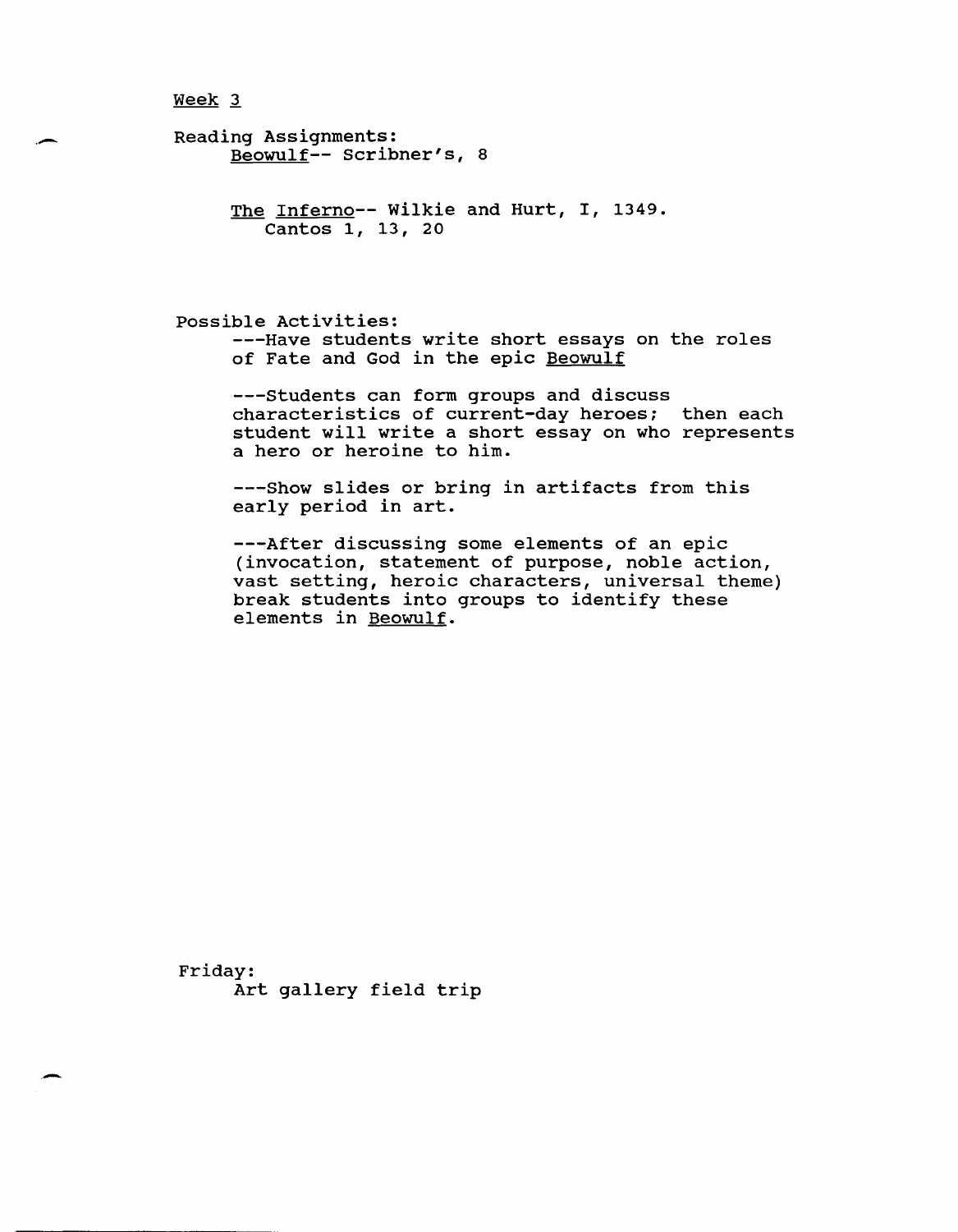Week 3

Reading Assignments:

Beowulf-- Scribner's, 8

The Inferno-- Wilkie and Hurt, I, 1349.
Cantos 1, 13, 20

Possible Activities:

---Have students write short essays on the roles of Fate and God in the epic Beowulf

---Students can form groups and discuss characteristics of current-day heroes; then each student will write a short essay on who represents a hero or heroine to him.

---Show slides or bring in artifacts from this early period in art.

---After discussing some elements of an epic (invocation, statement of purpose, noble action, vast setting, heroic characters, universal theme) break students into groups to identify these elements in Beowulf.

Friday:

Art gallery field trip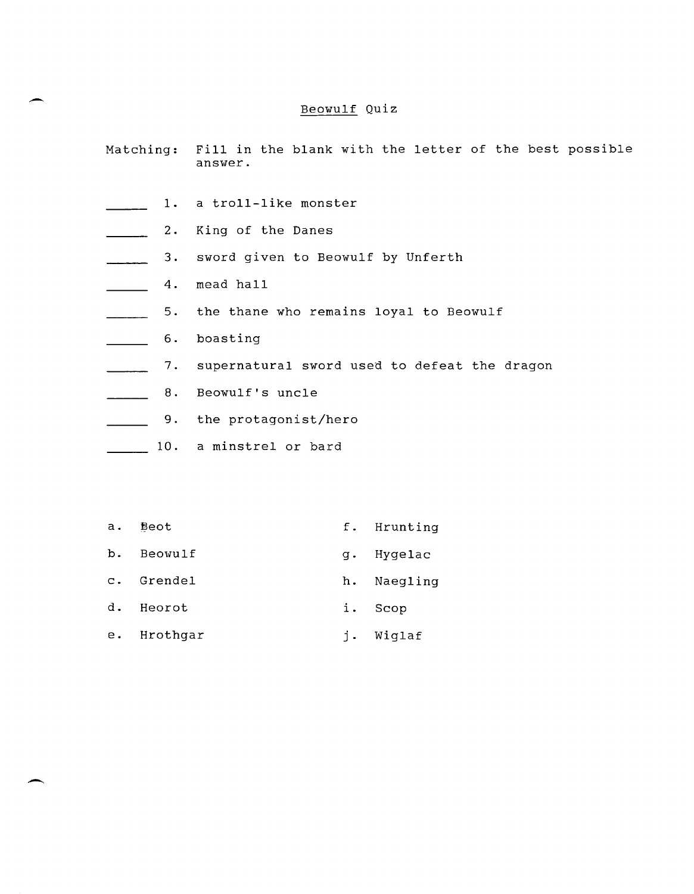# Beowulf Quiz

Matching: Fill in the blank with the letter of the best possible answer.

_____ 1. a troll-like monster

_____ 2. King of the Danes

_____ 3. sword given to Beowulf by Unferth

_____ 4. mead hall

_____ 5. the thane who remains loyal to Beowulf

_____ 6. boasting

_____ 7. supernatural sword used to defeat the dragon

_____ 8. Beowulf's uncle

_____ 9. the protagonist/hero

_____ 10. a minstrel or bard

a. Beot

b. Beowulf

c. Grendel

d. Heorot

e. Hrothgar

f. Hrunting

g. Hygelac

h. Naegling

i. Scop

j. Wiglaf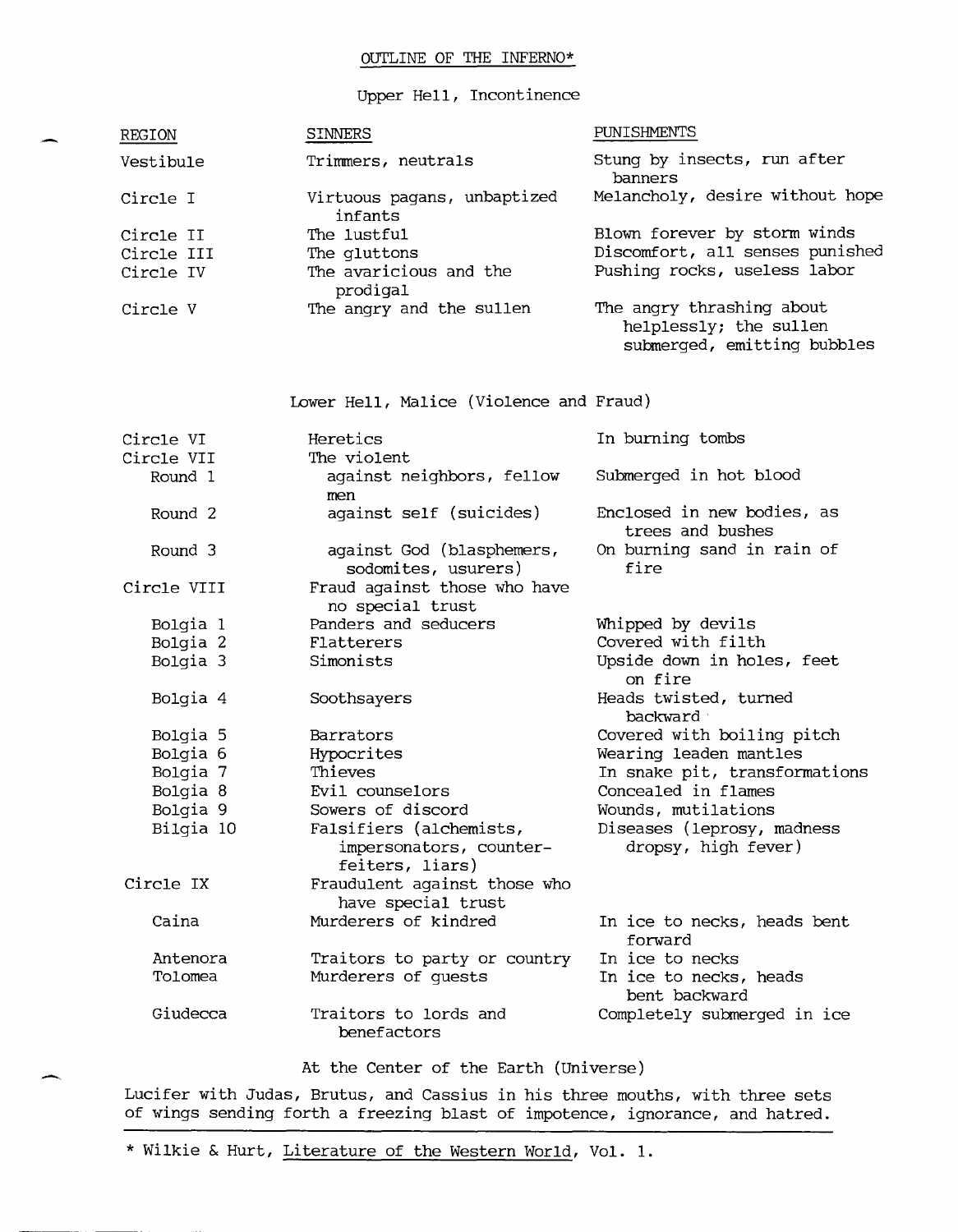# OUTLINE OF THE INFERNO*

## Upper Hell, Incontinence

| REGION | SINNERS | PUNISHMENTS |
|---|---|---|
| Vestibule | Trimmers, neutrals | Stung by insects, run after banners |
| Circle I | Virtuous pagans, unbaptized infants | Melancholy, desire without hope |
| Circle II | The lustful | Blown forever by storm winds |
| Circle III | The gluttons | Discomfort, all senses punished |
| Circle IV | The avaricious and the prodigal | Pushing rocks, useless labor |
| Circle V | The angry and the sullen | The angry thrashing about helplessly; the sullen submerged, emitting bubbles |

## Lower Hell, Malice (Violence and Fraud)

| REGION | SINNERS | PUNISHMENTS |
|---|---|---|
| Circle VI | Heretics | In burning tombs |
| Circle VII | The violent | |
| Round 1 | against neighbors, fellow men | Submerged in hot blood |
| Round 2 | against self (suicides) | Enclosed in new bodies, as trees and bushes |
| Round 3 | against God (blasphemers, sodomites, usurers) | On burning sand in rain of fire |
| Circle VIII | Fraud against those who have no special trust | |
| Bolgia 1 | Panders and seducers | Whipped by devils |
| Bolgia 2 | Flatterers | Covered with filth |
| Bolgia 3 | Simonists | Upside down in holes, feet on fire |
| Bolgia 4 | Soothsayers | Heads twisted, turned backward |
| Bolgia 5 | Barrators | Covered with boiling pitch |
| Bolgia 6 | Hypocrites | Wearing leaden mantles |
| Bolgia 7 | Thieves | In snake pit, transformations |
| Bolgia 8 | Evil counselors | Concealed in flames |
| Bolgia 9 | Sowers of discord | Wounds, mutilations |
| Bilgia 10 | Falsifiers (alchemists, impersonators, counter-feiters, liars) | Diseases (leprosy, madness dropsy, high fever) |
| Circle IX | Fraudulent against those who have special trust | |
| Caina | Murderers of kindred | In ice to necks, heads bent forward |
| Antenora | Traitors to party or country | In ice to necks |
| Tolomea | Murderers of guests | In ice to necks, heads bent backward |
| Giudecca | Traitors to lords and benefactors | Completely submerged in ice |

## At the Center of the Earth (Universe)

Lucifer with Judas, Brutus, and Cassius in his three mouths, with three sets of wings sending forth a freezing blast of impotence, ignorance, and hatred.

---

* Wilkie & Hurt, Literature of the Western World, Vol. 1.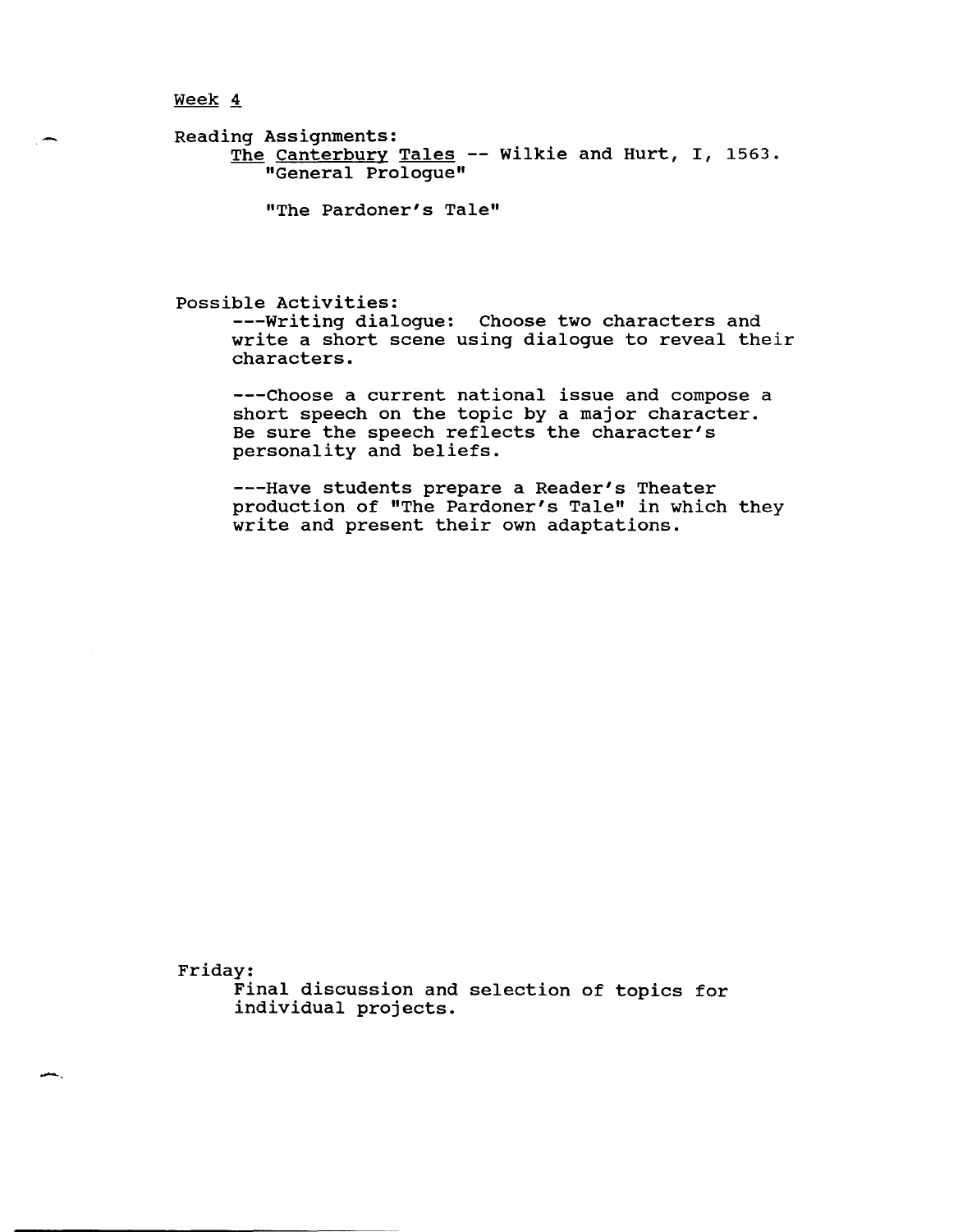Week 4

Reading Assignments:

The Canterbury Tales -- Wilkie and Hurt, I, 1563.

"General Prologue"

"The Pardoner's Tale"

Possible Activities:

---Writing dialogue: Choose two characters and write a short scene using dialogue to reveal their characters.

---Choose a current national issue and compose a short speech on the topic by a major character. Be sure the speech reflects the character's personality and beliefs.

---Have students prepare a Reader's Theater production of "The Pardoner's Tale" in which they write and present their own adaptations.

Friday:

Final discussion and selection of topics for individual projects.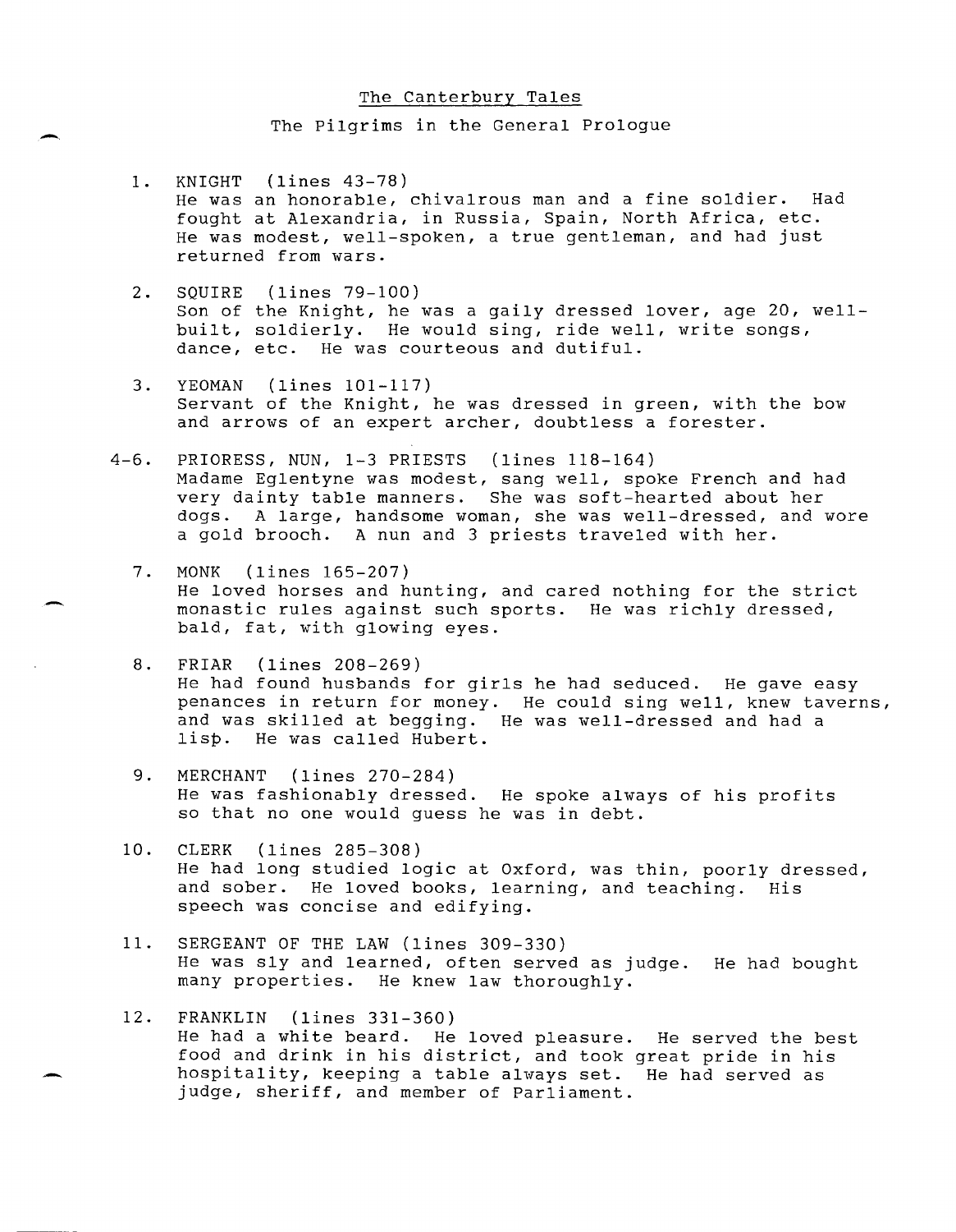# The Canterbury Tales

## The Pilgrims in the General Prologue

1. KNIGHT (lines 43-78)
   He was an honorable, chivalrous man and a fine soldier. Had fought at Alexandria, in Russia, Spain, North Africa, etc. He was modest, well-spoken, a true gentleman, and had just returned from wars.

2. SQUIRE (lines 79-100)
   Son of the Knight, he was a gaily dressed lover, age 20, well-built, soldierly. He would sing, ride well, write songs, dance, etc. He was courteous and dutiful.

3. YEOMAN (lines 101-117)
   Servant of the Knight, he was dressed in green, with the bow and arrows of an expert archer, doubtless a forester.

4-6. PRIORESS, NUN, 1-3 PRIESTS (lines 118-164)
   Madame Eglentyne was modest, sang well, spoke French and had very dainty table manners. She was soft-hearted about her dogs. A large, handsome woman, she was well-dressed, and wore a gold brooch. A nun and 3 priests traveled with her.

7. MONK (lines 165-207)
   He loved horses and hunting, and cared nothing for the strict monastic rules against such sports. He was richly dressed, bald, fat, with glowing eyes.

8. FRIAR (lines 208-269)
   He had found husbands for girls he had seduced. He gave easy penances in return for money. He could sing well, knew taverns, and was skilled at begging. He was well-dressed and had a lisp. He was called Hubert.

9. MERCHANT (lines 270-284)
   He was fashionably dressed. He spoke always of his profits so that no one would guess he was in debt.

10. CLERK (lines 285-308)
    He had long studied logic at Oxford, was thin, poorly dressed, and sober. He loved books, learning, and teaching. His speech was concise and edifying.

11. SERGEANT OF THE LAW (lines 309-330)
    He was sly and learned, often served as judge. He had bought many properties. He knew law thoroughly.

12. FRANKLIN (lines 331-360)
    He had a white beard. He loved pleasure. He served the best food and drink in his district, and took great pride in his hospitality, keeping a table always set. He had served as judge, sheriff, and member of Parliament.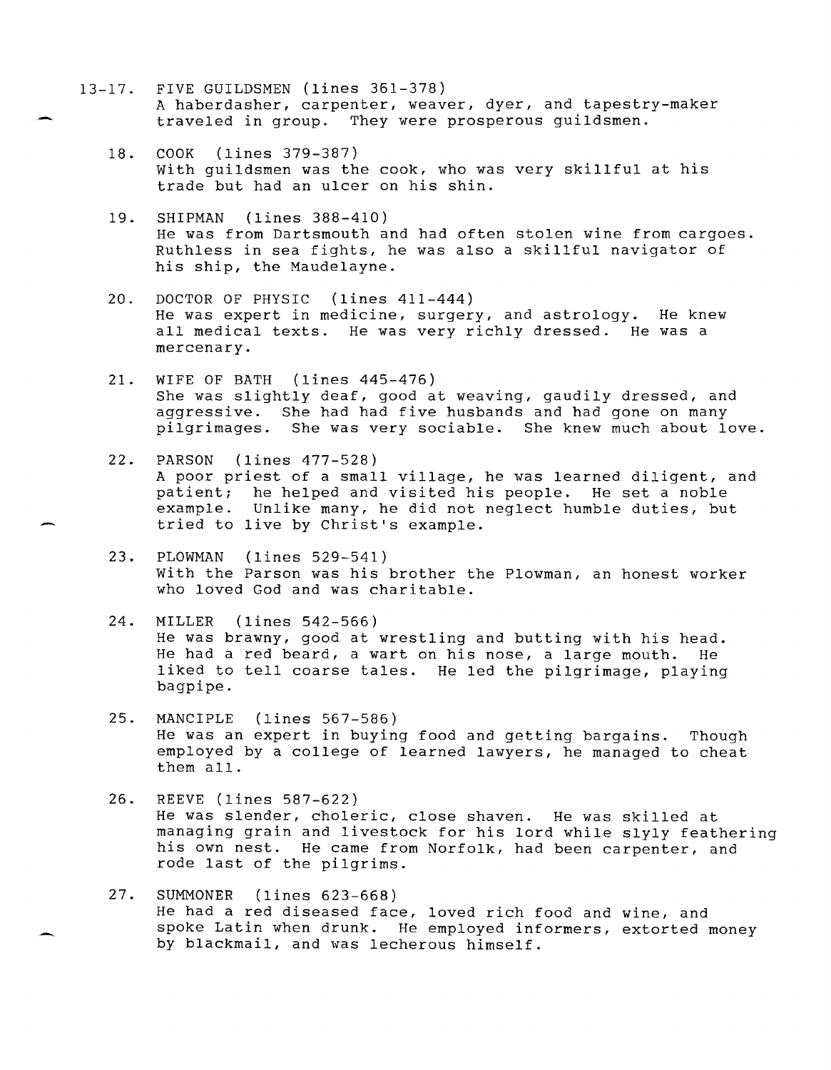13-17. FIVE GUILDSMEN (lines 361-378)
A haberdasher, carpenter, weaver, dyer, and tapestry-maker traveled in group. They were prosperous guildsmen.

18. COOK (lines 379-387)
With guildsmen was the cook, who was very skillful at his trade but had an ulcer on his shin.

19. SHIPMAN (lines 388-410)
He was from Dartsmouth and had often stolen wine from cargoes. Ruthless in sea fights, he was also a skillful navigator of his ship, the Maudelayne.

20. DOCTOR OF PHYSIC (lines 411-444)
He was expert in medicine, surgery, and astrology. He knew all medical texts. He was very richly dressed. He was a mercenary.

21. WIFE OF BATH (lines 445-476)
She was slightly deaf, good at weaving, gaudily dressed, and aggressive. She had had five husbands and had gone on many pilgrimages. She was very sociable. She knew much about love.

22. PARSON (lines 477-528)
A poor priest of a small village, he was learned diligent, and patient; he helped and visited his people. He set a noble example. Unlike many, he did not neglect humble duties, but tried to live by Christ's example.

23. PLOWMAN (lines 529-541)
With the Parson was his brother the Plowman, an honest worker who loved God and was charitable.

24. MILLER (lines 542-566)
He was brawny, good at wrestling and butting with his head. He had a red beard, a wart on his nose, a large mouth. He liked to tell coarse tales. He led the pilgrimage, playing bagpipe.

25. MANCIPLE (lines 567-586)
He was an expert in buying food and getting bargains. Though employed by a college of learned lawyers, he managed to cheat them all.

26. REEVE (lines 587-622)
He was slender, choleric, close shaven. He was skilled at managing grain and livestock for his lord while slyly feathering his own nest. He came from Norfolk, had been carpenter, and rode last of the pilgrims.

27. SUMMONER (lines 623-668)
He had a red diseased face, loved rich food and wine, and spoke Latin when drunk. He employed informers, extorted money by blackmail, and was lecherous himself.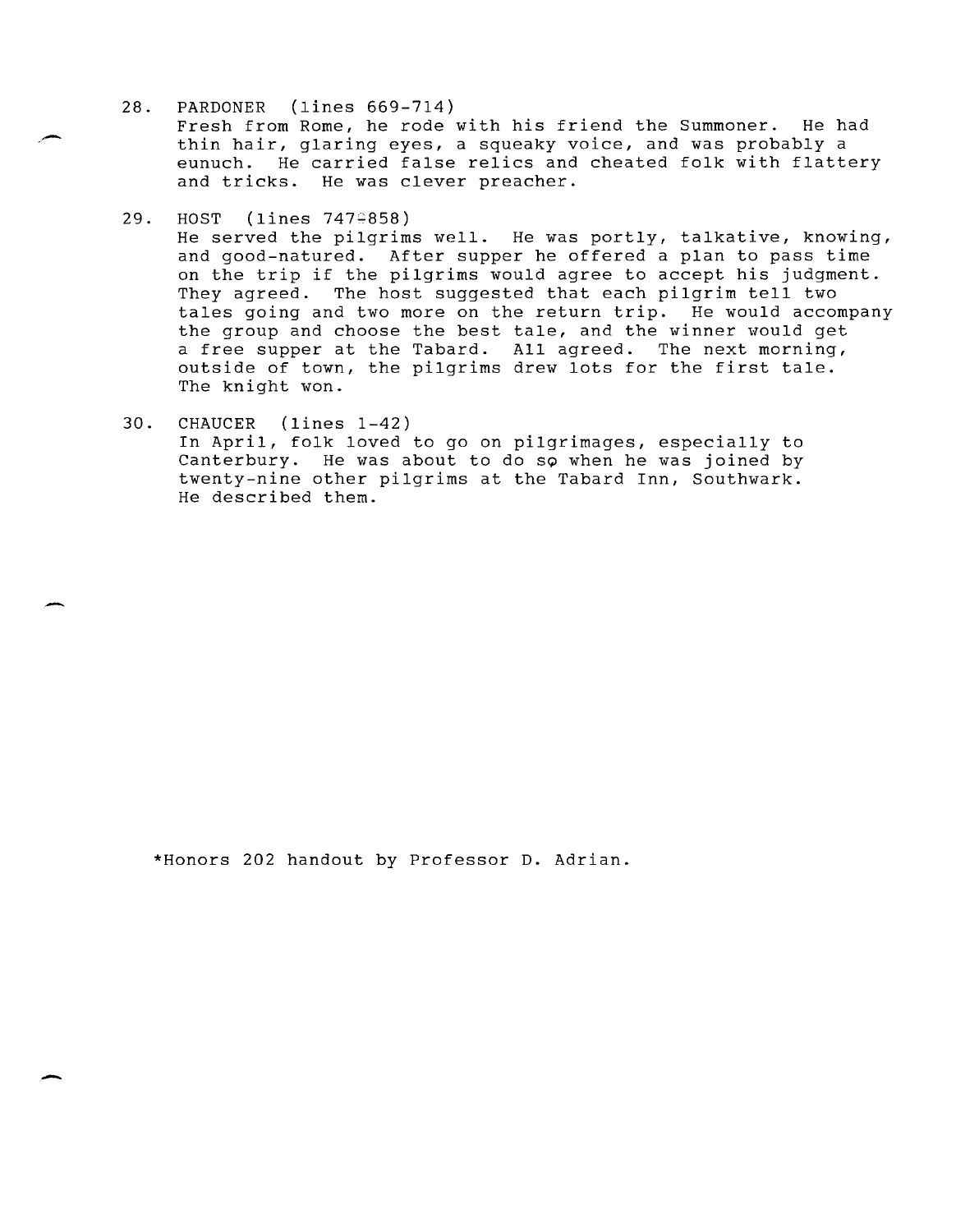28. PARDONER (lines 669-714)
    Fresh from Rome, he rode with his friend the Summoner. He had thin hair, glaring eyes, a squeaky voice, and was probably a eunuch. He carried false relics and cheated folk with flattery and tricks. He was clever preacher.

29. HOST (lines 747-858)
    He served the pilgrims well. He was portly, talkative, knowing, and good-natured. After supper he offered a plan to pass time on the trip if the pilgrims would agree to accept his judgment. They agreed. The host suggested that each pilgrim tell two tales going and two more on the return trip. He would accompany the group and choose the best tale, and the winner would get a free supper at the Tabard. All agreed. The next morning, outside of town, the pilgrims drew lots for the first tale. The knight won.

30. CHAUCER (lines 1-42)
    In April, folk loved to go on pilgrimages, especially to Canterbury. He was about to do so when he was joined by twenty-nine other pilgrims at the Tabard Inn, Southwark. He described them.

*Honors 202 handout by Professor D. Adrian.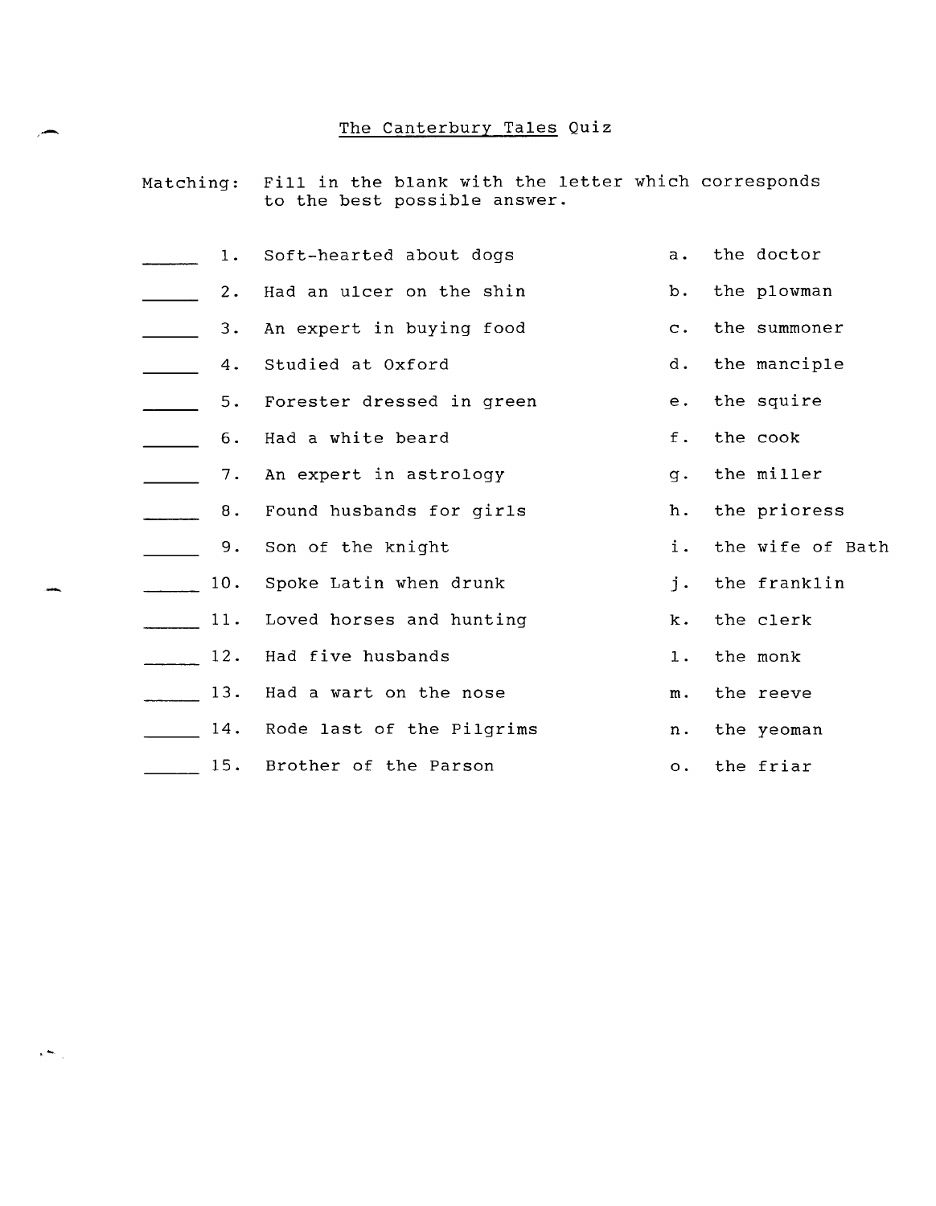# The Canterbury Tales Quiz

Matching: Fill in the blank with the letter which corresponds to the best possible answer.

| | | | |
|---|---|---|---|
| _____ 1. | Soft-hearted about dogs | a. | the doctor |
| _____ 2. | Had an ulcer on the shin | b. | the plowman |
| _____ 3. | An expert in buying food | c. | the summoner |
| _____ 4. | Studied at Oxford | d. | the manciple |
| _____ 5. | Forester dressed in green | e. | the squire |
| _____ 6. | Had a white beard | f. | the cook |
| _____ 7. | An expert in astrology | g. | the miller |
| _____ 8. | Found husbands for girls | h. | the prioress |
| _____ 9. | Son of the knight | i. | the wife of Bath |
| _____ 10. | Spoke Latin when drunk | j. | the franklin |
| _____ 11. | Loved horses and hunting | k. | the clerk |
| _____ 12. | Had five husbands | l. | the monk |
| _____ 13. | Had a wart on the nose | m. | the reeve |
| _____ 14. | Rode last of the Pilgrims | n. | the yeoman |
| _____ 15. | Brother of the Parson | o. | the friar |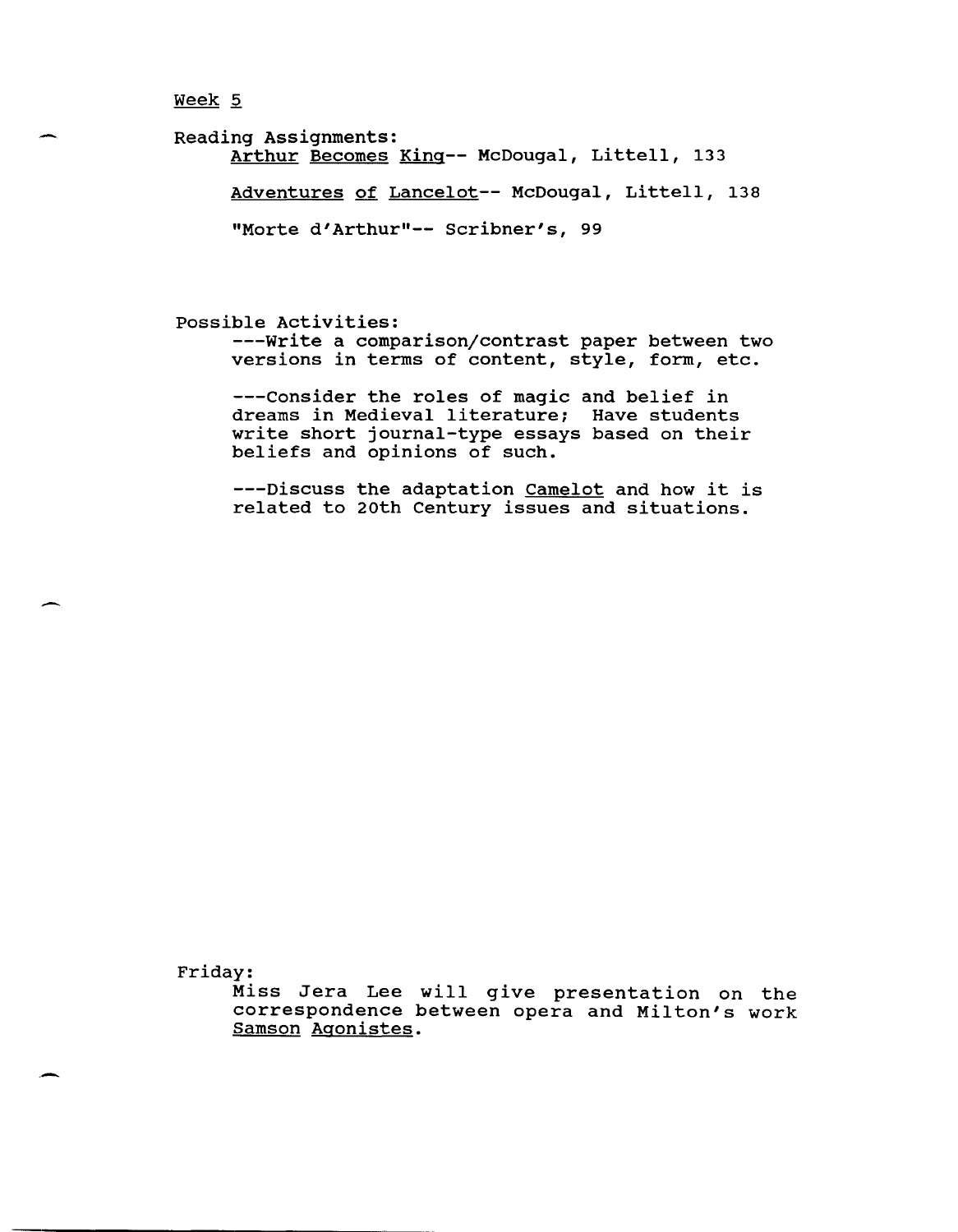Week 5

Reading Assignments:

Arthur Becomes King-- McDougal, Littell, 133

Adventures of Lancelot-- McDougal, Littell, 138

"Morte d'Arthur"-- Scribner's, 99

Possible Activities:

---Write a comparison/contrast paper between two versions in terms of content, style, form, etc.

---Consider the roles of magic and belief in dreams in Medieval literature; Have students write short journal-type essays based on their beliefs and opinions of such.

---Discuss the adaptation Camelot and how it is related to 20th Century issues and situations.

Friday:

Miss Jera Lee will give presentation on the correspondence between opera and Milton's work Samson Agonistes.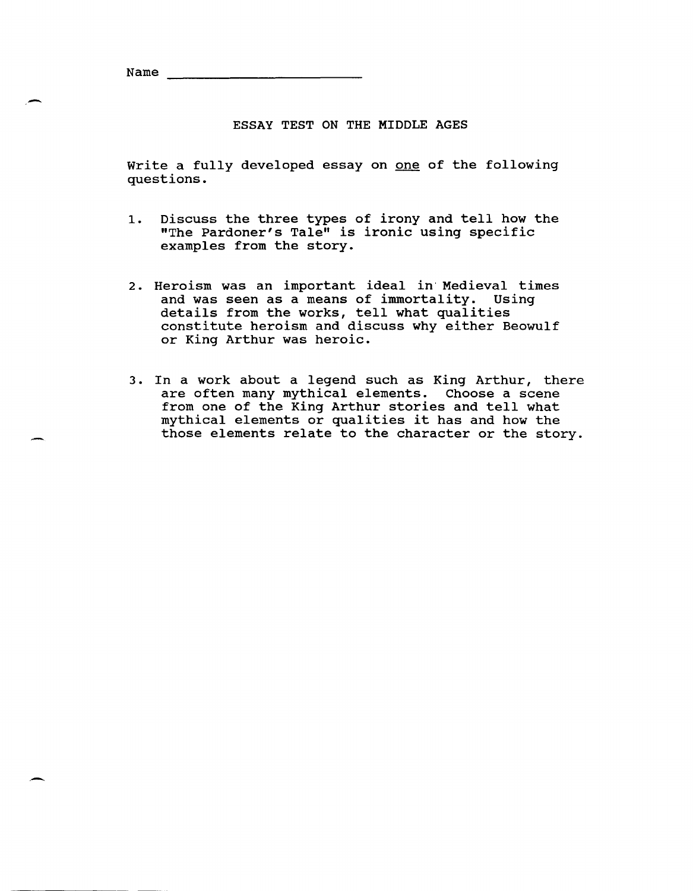Name ______________________

# ESSAY TEST ON THE MIDDLE AGES

Write a fully developed essay on <u>one</u> of the following questions.

1. Discuss the three types of irony and tell how the "The Pardoner's Tale" is ironic using specific examples from the story.

2. Heroism was an important ideal in Medieval times and was seen as a means of immortality. Using details from the works, tell what qualities constitute heroism and discuss why either Beowulf or King Arthur was heroic.

3. In a work about a legend such as King Arthur, there are often many mythical elements. Choose a scene from one of the King Arthur stories and tell what mythical elements or qualities it has and how the those elements relate to the character or the story.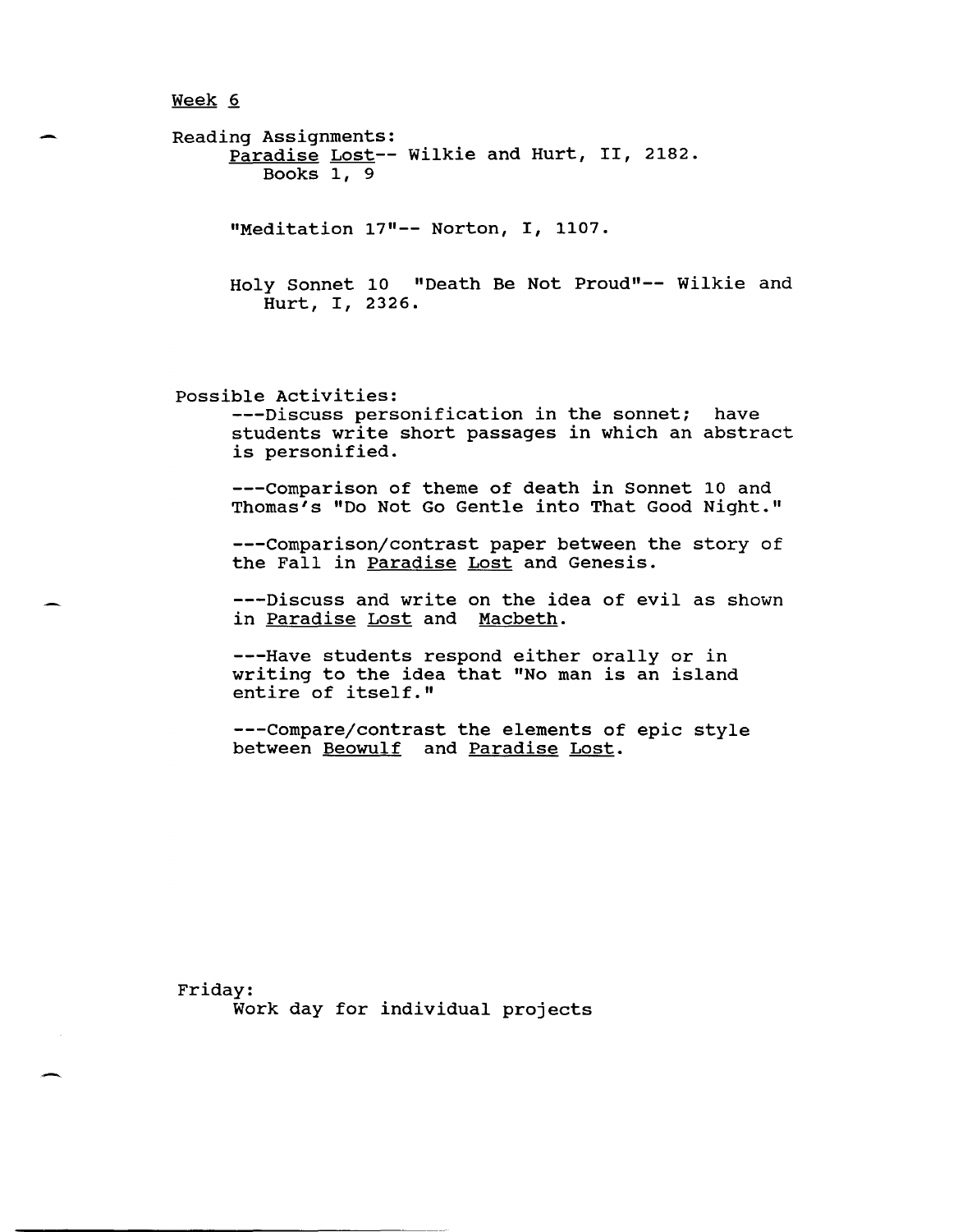## Week 6

Reading Assignments:

*Paradise Lost*-- Wilkie and Hurt, II, 2182.
Books 1, 9

"Meditation 17"-- Norton, I, 1107.

Holy Sonnet 10 "Death Be Not Proud"-- Wilkie and Hurt, I, 2326.

Possible Activities:

---Discuss personification in the sonnet; have students write short passages in which an abstract is personified.

---Comparison of theme of death in Sonnet 10 and Thomas's "Do Not Go Gentle into That Good Night."

---Comparison/contrast paper between the story of the Fall in *Paradise Lost* and Genesis.

---Discuss and write on the idea of evil as shown in *Paradise Lost* and *Macbeth*.

---Have students respond either orally or in writing to the idea that "No man is an island entire of itself."

---Compare/contrast the elements of epic style between *Beowulf* and *Paradise Lost*.

Friday:

Work day for individual projects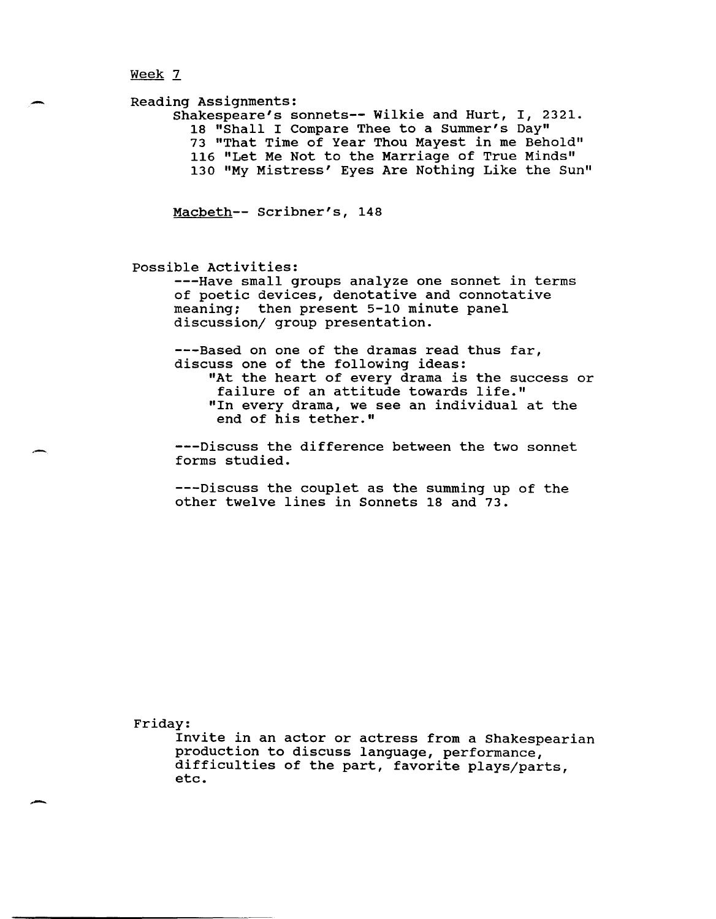Week 7

Reading Assignments:

Shakespeare's sonnets-- Wilkie and Hurt, I, 2321.
- 18 "Shall I Compare Thee to a Summer's Day"
- 73 "That Time of Year Thou Mayest in me Behold"
- 116 "Let Me Not to the Marriage of True Minds"
- 130 "My Mistress' Eyes Are Nothing Like the Sun"

*Macbeth*-- Scribner's, 148

Possible Activities:

---Have small groups analyze one sonnet in terms of poetic devices, denotative and connotative meaning; then present 5-10 minute panel discussion/ group presentation.

---Based on one of the dramas read thus far, discuss one of the following ideas:
- "At the heart of every drama is the success or failure of an attitude towards life."
- "In every drama, we see an individual at the end of his tether."

---Discuss the difference between the two sonnet forms studied.

---Discuss the couplet as the summing up of the other twelve lines in Sonnets 18 and 73.

Friday:

Invite in an actor or actress from a Shakespearian production to discuss language, performance, difficulties of the part, favorite plays/parts, etc.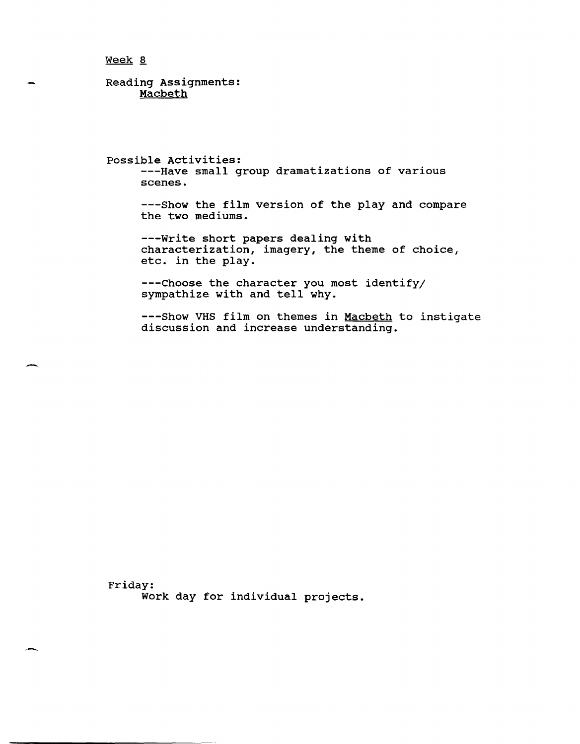Week 8

Reading Assignments:

Macbeth

Possible Activities:

---Have small group dramatizations of various scenes.

---Show the film version of the play and compare the two mediums.

---Write short papers dealing with characterization, imagery, the theme of choice, etc. in the play.

---Choose the character you most identify/ sympathize with and tell why.

---Show VHS film on themes in Macbeth to instigate discussion and increase understanding.

Friday:

Work day for individual projects.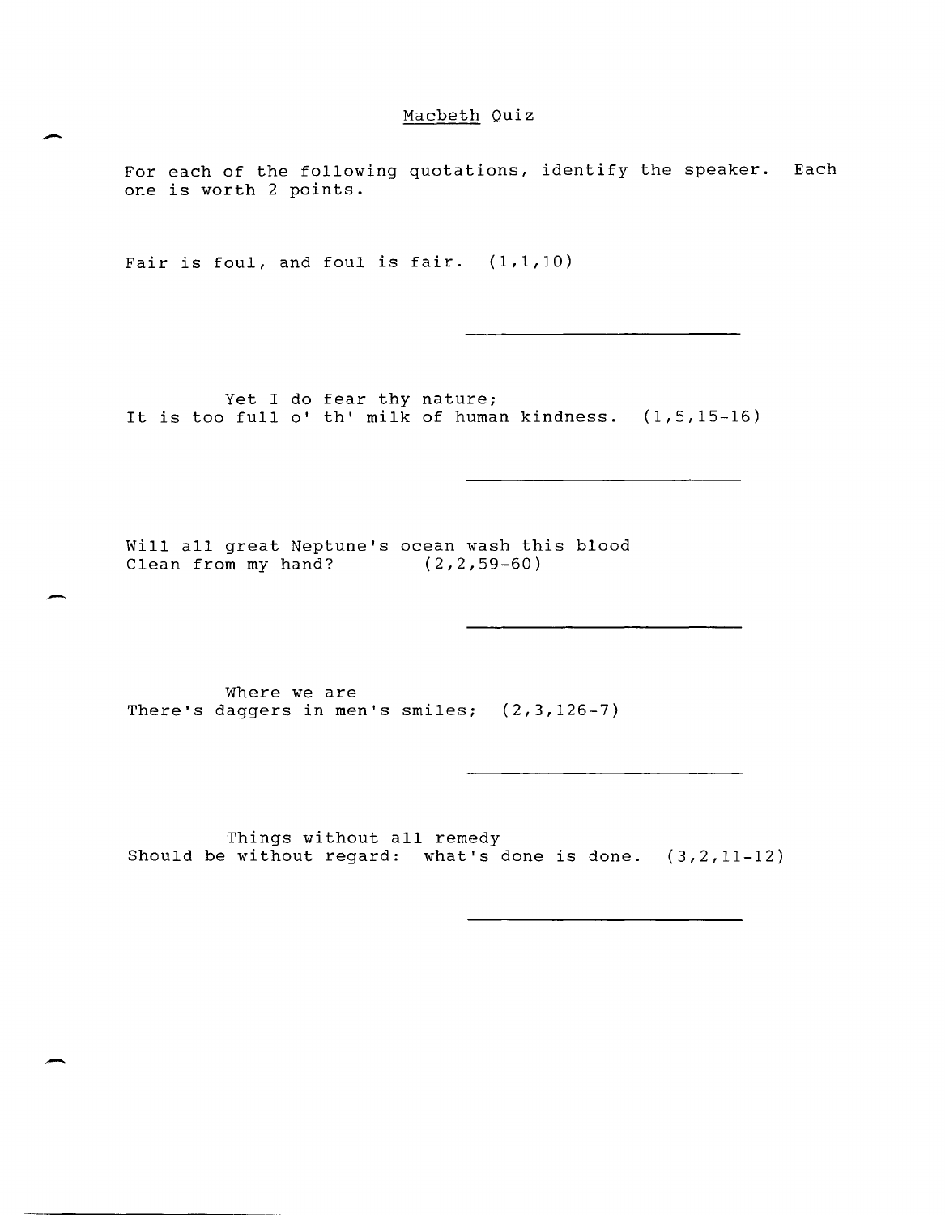# Macbeth Quiz

For each of the following quotations, identify the speaker. Each one is worth 2 points.

Fair is foul, and foul is fair. (1,1,10)

\_\_\_\_\_\_\_\_\_\_\_\_\_\_\_\_\_\_\_\_\_\_\_\_\_\_

Yet I do fear thy nature;
It is too full o' th' milk of human kindness. (1,5,15-16)

\_\_\_\_\_\_\_\_\_\_\_\_\_\_\_\_\_\_\_\_\_\_\_\_\_\_

Will all great Neptune's ocean wash this blood
Clean from my hand? (2,2,59-60)

\_\_\_\_\_\_\_\_\_\_\_\_\_\_\_\_\_\_\_\_\_\_\_\_\_\_

Where we are
There's daggers in men's smiles; (2,3,126-7)

\_\_\_\_\_\_\_\_\_\_\_\_\_\_\_\_\_\_\_\_\_\_\_\_\_\_

Things without all remedy
Should be without regard: what's done is done. (3,2,11-12)

\_\_\_\_\_\_\_\_\_\_\_\_\_\_\_\_\_\_\_\_\_\_\_\_\_\_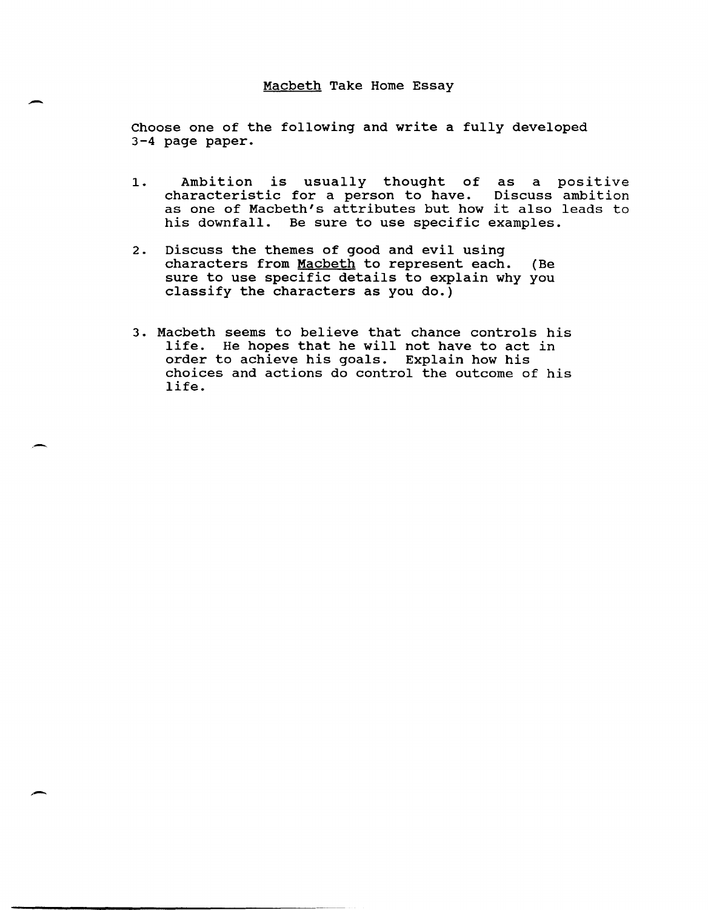# Macbeth Take Home Essay

Choose one of the following and write a fully developed 3-4 page paper.

1. Ambition is usually thought of as a positive characteristic for a person to have. Discuss ambition as one of Macbeth's attributes but how it also leads to his downfall. Be sure to use specific examples.

2. Discuss the themes of good and evil using characters from Macbeth to represent each. (Be sure to use specific details to explain why you classify the characters as you do.)

3. Macbeth seems to believe that chance controls his life. He hopes that he will not have to act in order to achieve his goals. Explain how his choices and actions do control the outcome of his life.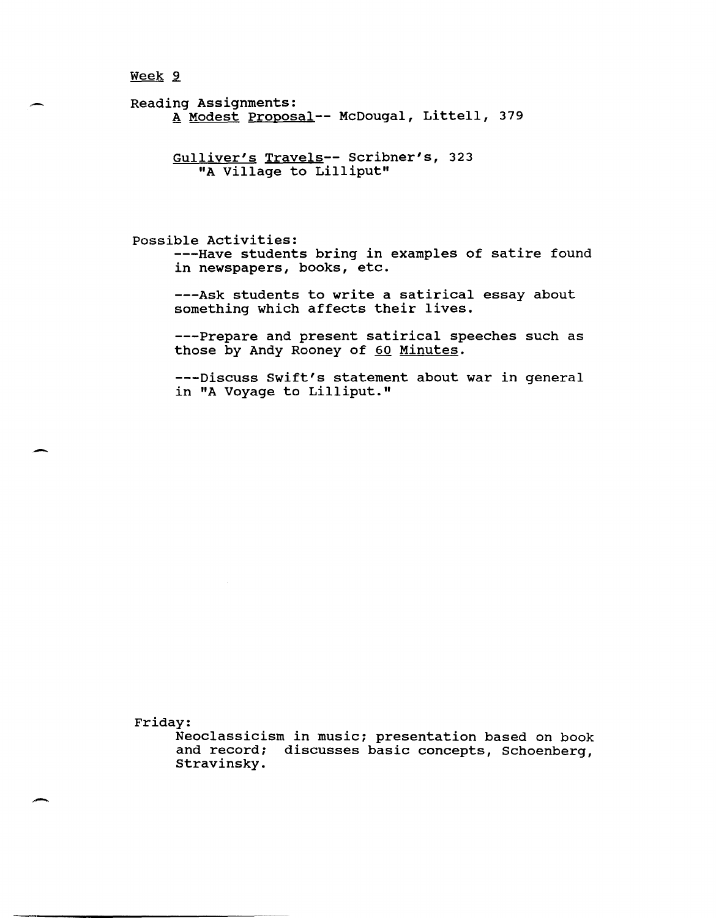Week 9

Reading Assignments:

A Modest Proposal-- McDougal, Littell, 379

Gulliver's Travels-- Scribner's, 323
"A Village to Lilliput"

Possible Activities:

---Have students bring in examples of satire found in newspapers, books, etc.

---Ask students to write a satirical essay about something which affects their lives.

---Prepare and present satirical speeches such as those by Andy Rooney of 60 Minutes.

---Discuss Swift's statement about war in general in "A Voyage to Lilliput."

Friday:

Neoclassicism in music; presentation based on book and record; discusses basic concepts, Schoenberg, Stravinsky.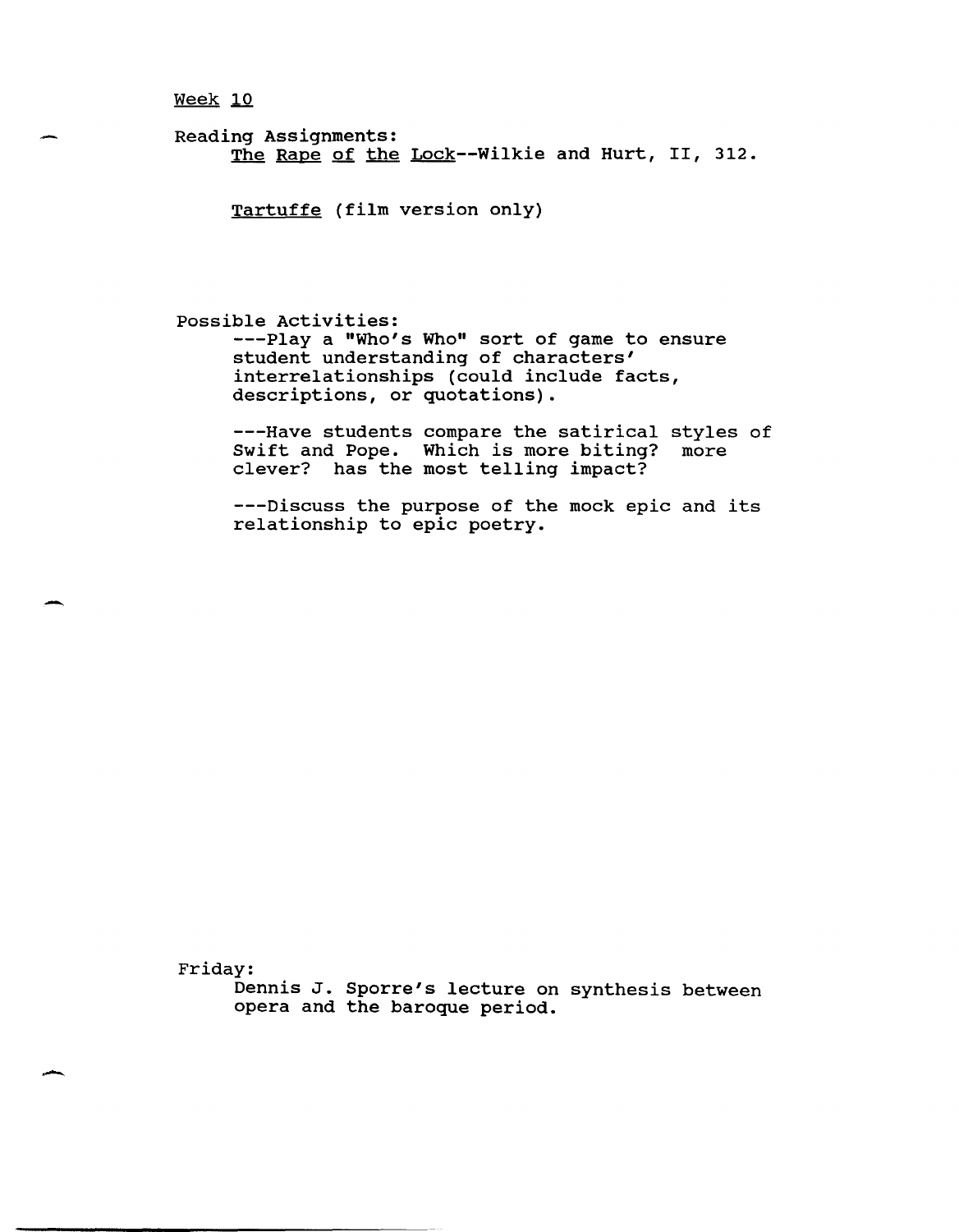Week 10

Reading Assignments:

The Rape of the Lock--Wilkie and Hurt, II, 312.

Tartuffe (film version only)

Possible Activities:

---Play a "Who's Who" sort of game to ensure student understanding of characters' interrelationships (could include facts, descriptions, or quotations).

---Have students compare the satirical styles of Swift and Pope. Which is more biting? more clever? has the most telling impact?

---Discuss the purpose of the mock epic and its relationship to epic poetry.

Friday:

Dennis J. Sporre's lecture on synthesis between opera and the baroque period.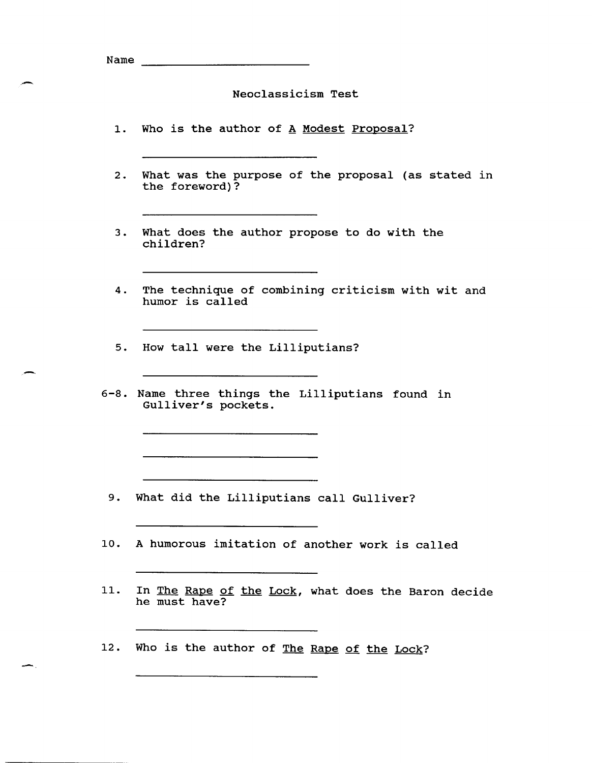Name ________________________

# Neoclassicism Test

1. Who is the author of A Modest Proposal?

   ________________________

2. What was the purpose of the proposal (as stated in the foreword)?

   ________________________

3. What does the author propose to do with the children?

   ________________________

4. The technique of combining criticism with wit and humor is called

   ________________________

5. How tall were the Lilliputians?

   ________________________

6-8. Name three things the Lilliputians found in Gulliver's pockets.

   ________________________

   ________________________

   ________________________

9. What did the Lilliputians call Gulliver?

   ________________________

10. A humorous imitation of another work is called

    ________________________

11. In The Rape of the Lock, what does the Baron decide he must have?

    ________________________

12. Who is the author of The Rape of the Lock?

    ________________________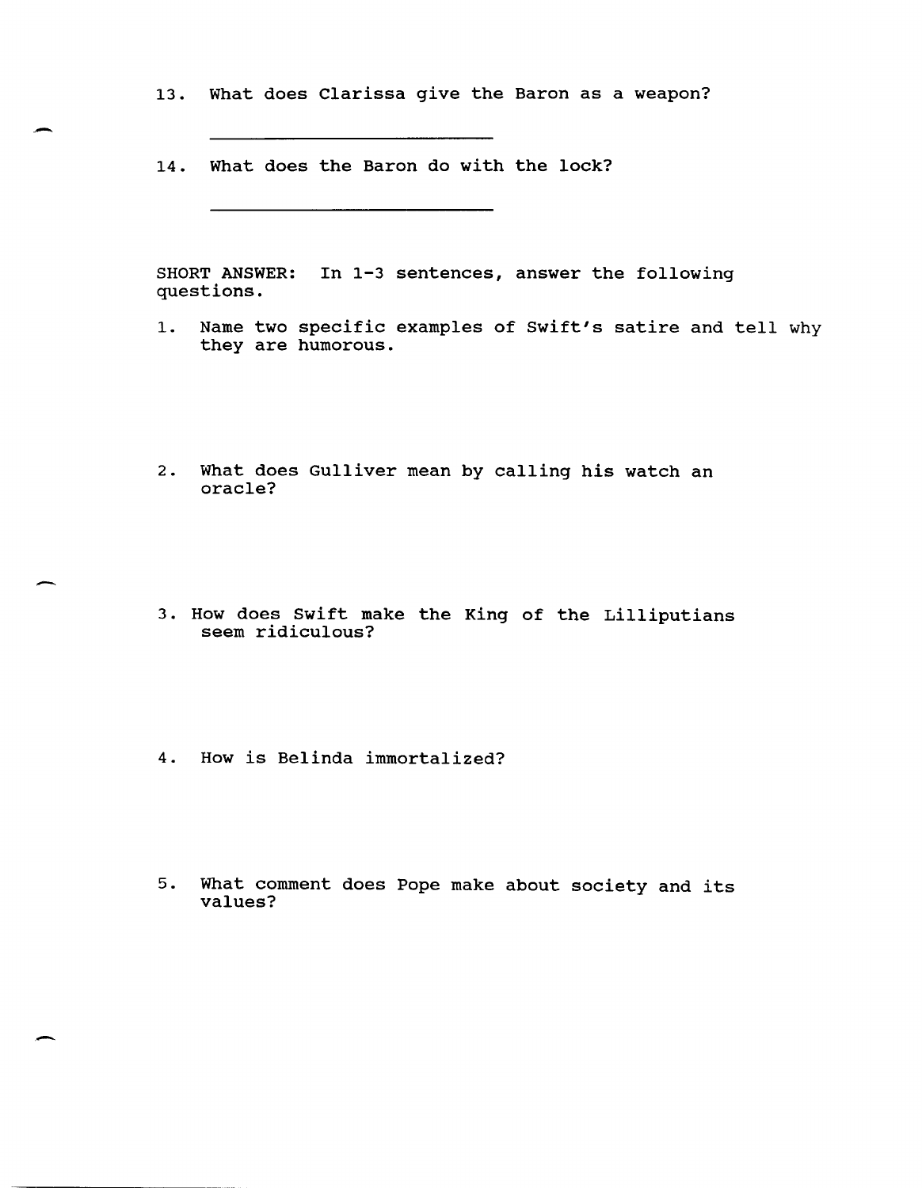13. What does Clarissa give the Baron as a weapon?

    ______________________________

14. What does the Baron do with the lock?

    ______________________________

SHORT ANSWER: In 1-3 sentences, answer the following questions.

1. Name two specific examples of Swift's satire and tell why they are humorous.

2. What does Gulliver mean by calling his watch an oracle?

3. How does Swift make the King of the Lilliputians seem ridiculous?

4. How is Belinda immortalized?

5. What comment does Pope make about society and its values?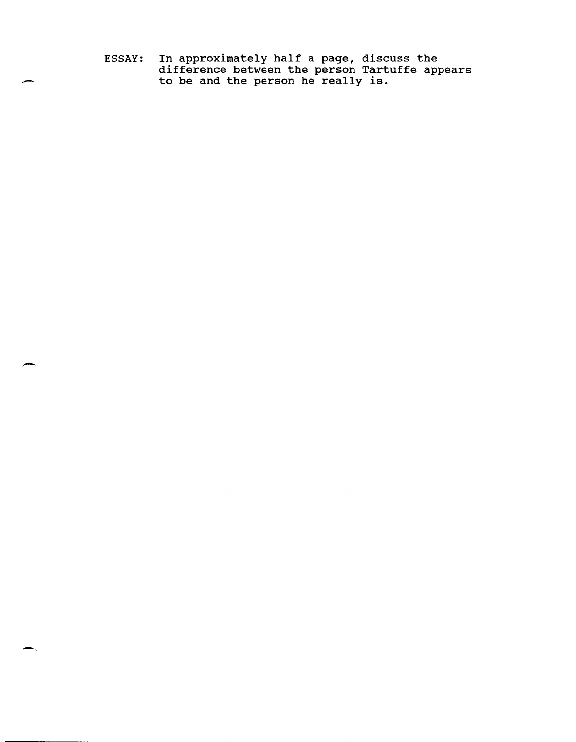ESSAY: In approximately half a page, discuss the difference between the person Tartuffe appears to be and the person he really is.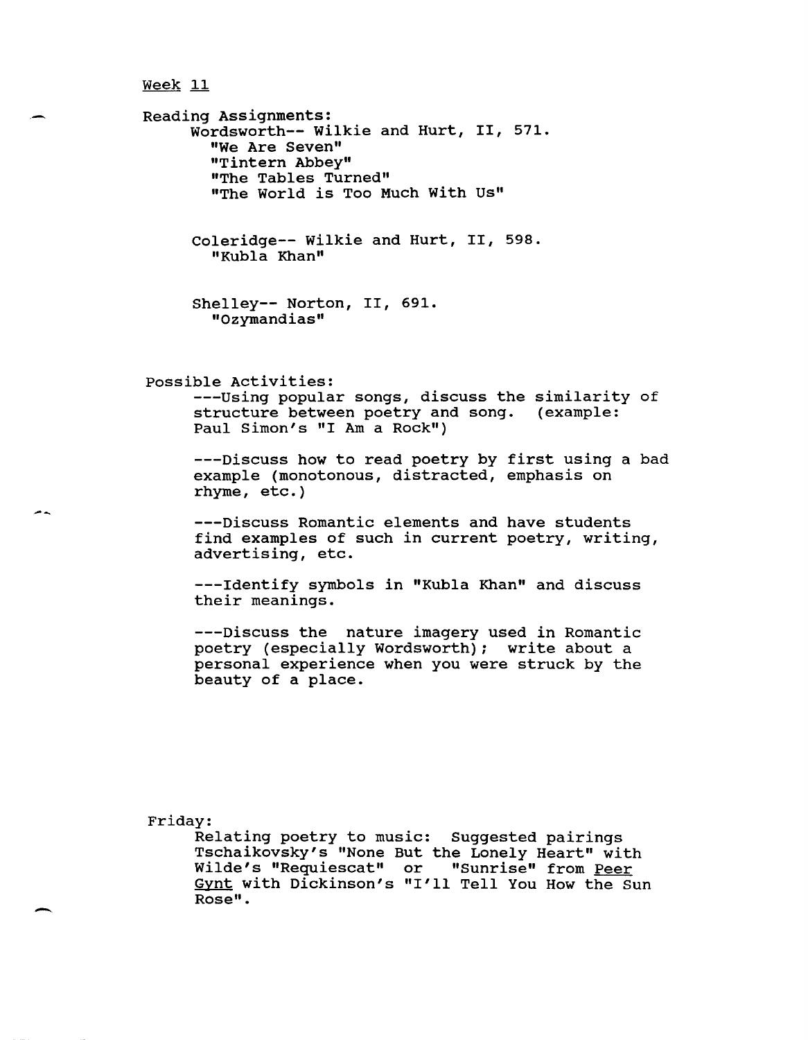Week 11

Reading Assignments:

Wordsworth-- Wilkie and Hurt, II, 571.
"We Are Seven"
"Tintern Abbey"
"The Tables Turned"
"The World is Too Much With Us"

Coleridge-- Wilkie and Hurt, II, 598.
"Kubla Khan"

Shelley-- Norton, II, 691.
"Ozymandias"

Possible Activities:

---Using popular songs, discuss the similarity of structure between poetry and song. (example: Paul Simon's "I Am a Rock")

---Discuss how to read poetry by first using a bad example (monotonous, distracted, emphasis on rhyme, etc.)

---Discuss Romantic elements and have students find examples of such in current poetry, writing, advertising, etc.

---Identify symbols in "Kubla Khan" and discuss their meanings.

---Discuss the nature imagery used in Romantic poetry (especially Wordsworth); write about a personal experience when you were struck by the beauty of a place.

Friday:

Relating poetry to music: Suggested pairings Tschaikovsky's "None But the Lonely Heart" with Wilde's "Requiescat" or "Sunrise" from _Peer Gynt_ with Dickinson's "I'll Tell You How the Sun Rose".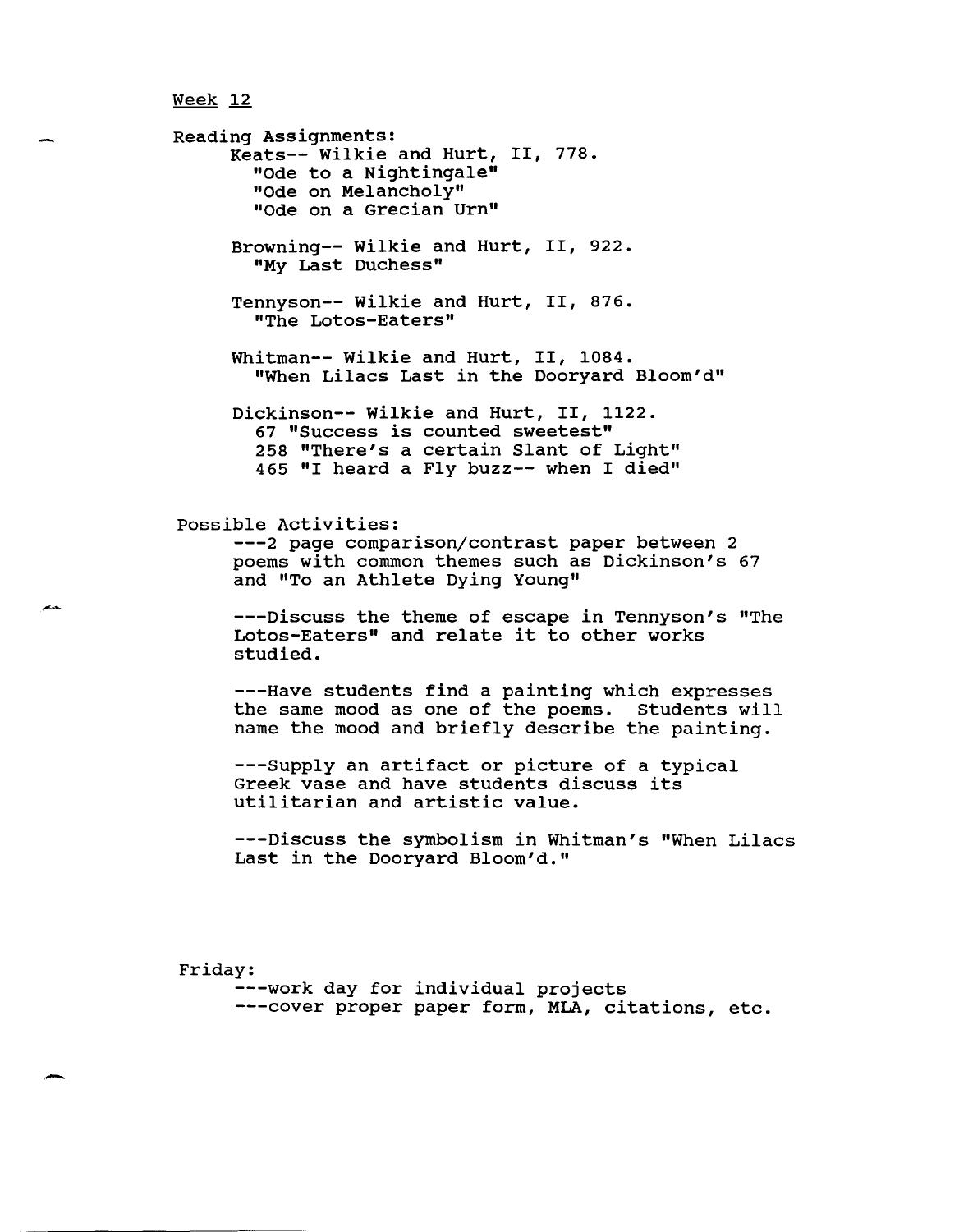Week 12

Reading Assignments:

Keats-- Wilkie and Hurt, II, 778.
- "Ode to a Nightingale"
- "Ode on Melancholy"
- "Ode on a Grecian Urn"

Browning-- Wilkie and Hurt, II, 922.
- "My Last Duchess"

Tennyson-- Wilkie and Hurt, II, 876.
- "The Lotos-Eaters"

Whitman-- Wilkie and Hurt, II, 1084.
- "When Lilacs Last in the Dooryard Bloom'd"

Dickinson-- Wilkie and Hurt, II, 1122.
- 67 "Success is counted sweetest"
- 258 "There's a certain Slant of Light"
- 465 "I heard a Fly buzz-- when I died"

Possible Activities:

---2 page comparison/contrast paper between 2 poems with common themes such as Dickinson's 67 and "To an Athlete Dying Young"

---Discuss the theme of escape in Tennyson's "The Lotos-Eaters" and relate it to other works studied.

---Have students find a painting which expresses the same mood as one of the poems. Students will name the mood and briefly describe the painting.

---Supply an artifact or picture of a typical Greek vase and have students discuss its utilitarian and artistic value.

---Discuss the symbolism in Whitman's "When Lilacs Last in the Dooryard Bloom'd."

Friday:

---work day for individual projects

---cover proper paper form, MLA, citations, etc.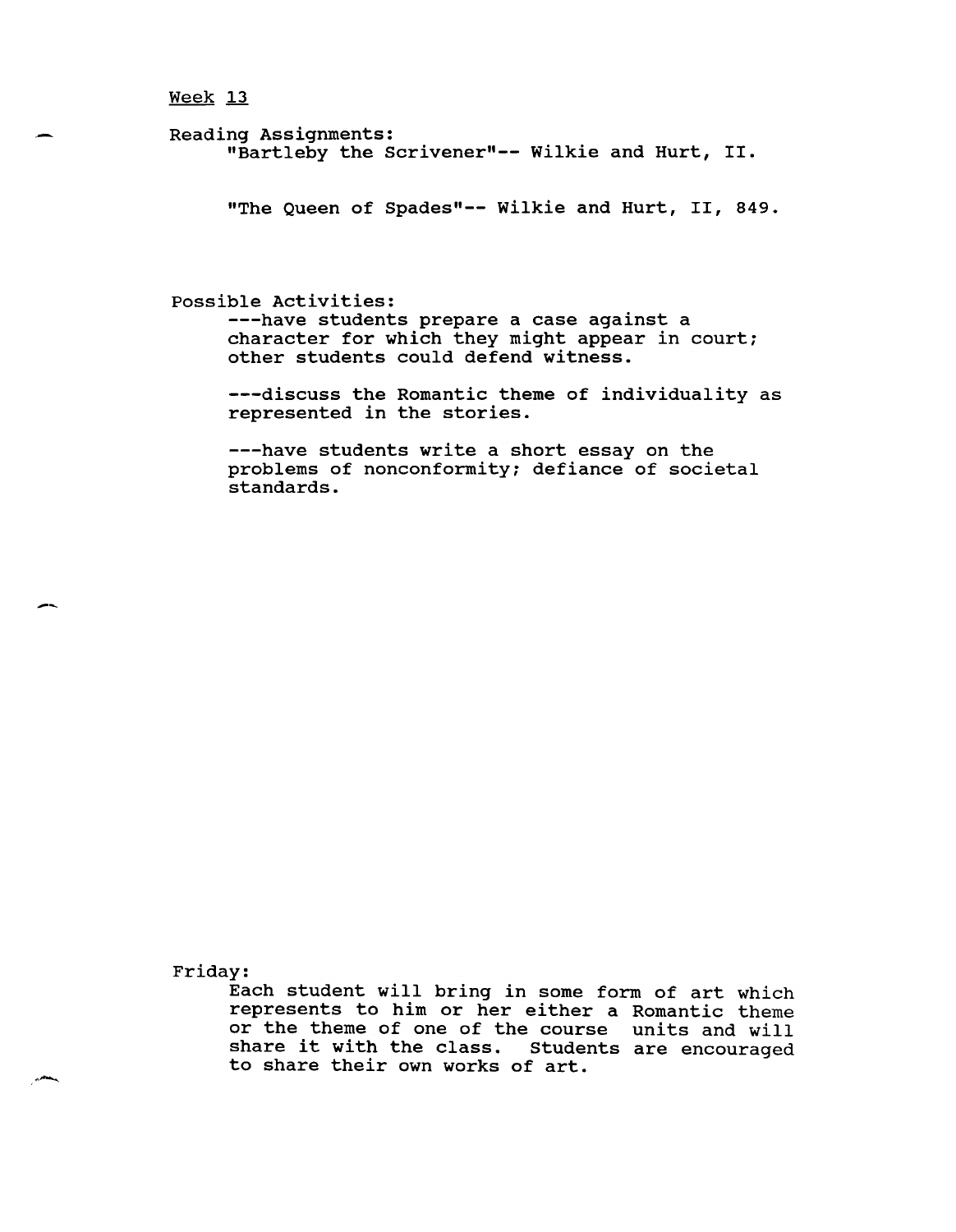Week 13

Reading Assignments:

"Bartleby the Scrivener"-- Wilkie and Hurt, II.

"The Queen of Spades"-- Wilkie and Hurt, II, 849.

Possible Activities:

---have students prepare a case against a character for which they might appear in court; other students could defend witness.

---discuss the Romantic theme of individuality as represented in the stories.

---have students write a short essay on the problems of nonconformity; defiance of societal standards.

Friday:

Each student will bring in some form of art which represents to him or her either a Romantic theme or the theme of one of the course units and will share it with the class. Students are encouraged to share their own works of art.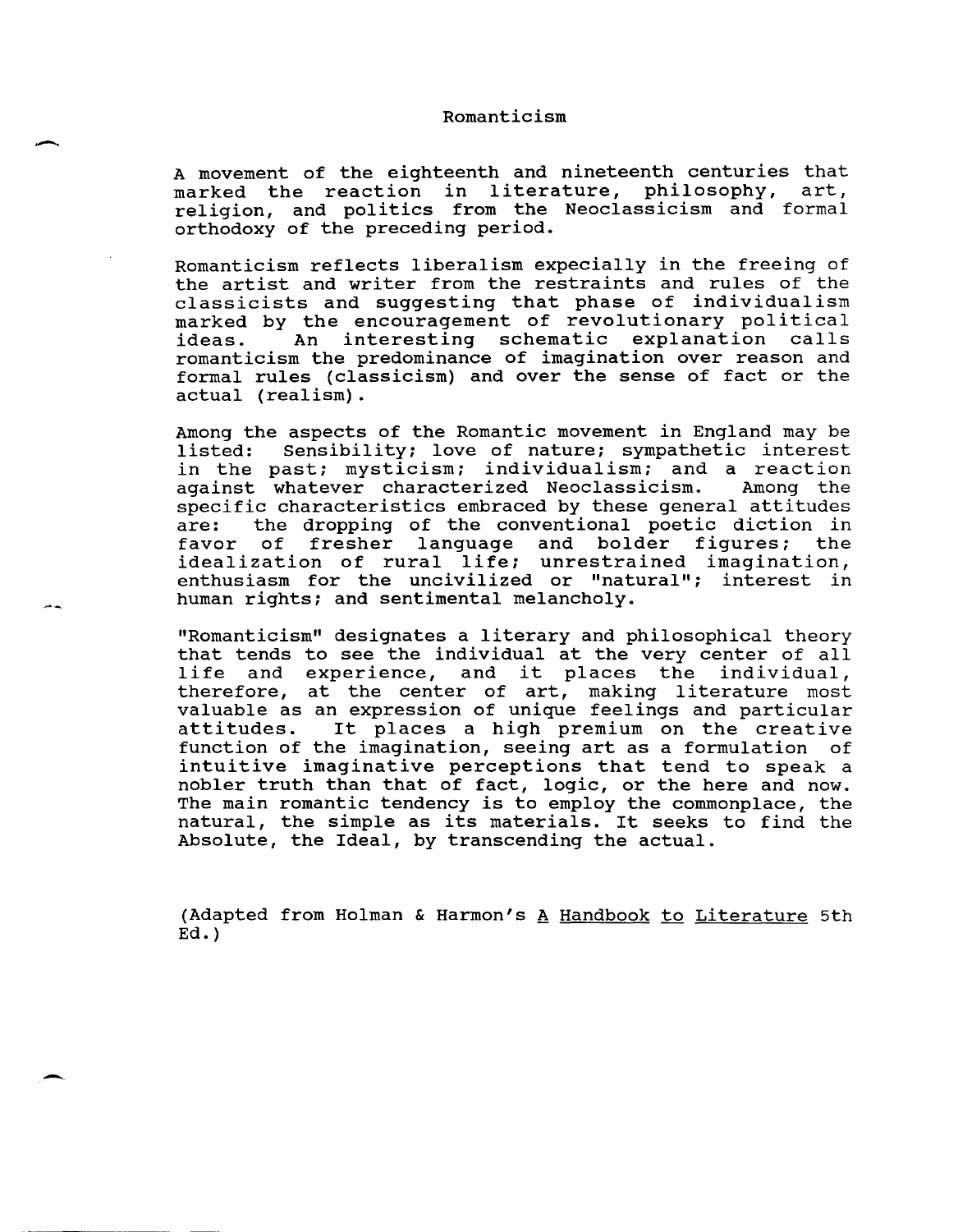# Romanticism

A movement of the eighteenth and nineteenth centuries that marked the reaction in literature, philosophy, art, religion, and politics from the Neoclassicism and formal orthodoxy of the preceding period.

Romanticism reflects liberalism expecially in the freeing of the artist and writer from the restraints and rules of the classicists and suggesting that phase of individualism marked by the encouragement of revolutionary political ideas. An interesting schematic explanation calls romanticism the predominance of imagination over reason and formal rules (classicism) and over the sense of fact or the actual (realism).

Among the aspects of the Romantic movement in England may be listed: Sensibility; love of nature; sympathetic interest in the past; mysticism; individualism; and a reaction against whatever characterized Neoclassicism. Among the specific characteristics embraced by these general attitudes are: the dropping of the conventional poetic diction in favor of fresher language and bolder figures; the idealization of rural life; unrestrained imagination, enthusiasm for the uncivilized or "natural"; interest in human rights; and sentimental melancholy.

"Romanticism" designates a literary and philosophical theory that tends to see the individual at the very center of all life and experience, and it places the individual, therefore, at the center of art, making literature most valuable as an expression of unique feelings and particular attitudes. It places a high premium on the creative function of the imagination, seeing art as a formulation of intuitive imaginative perceptions that tend to speak a nobler truth than that of fact, logic, or the here and now. The main romantic tendency is to employ the commonplace, the natural, the simple as its materials. It seeks to find the Absolute, the Ideal, by transcending the actual.

(Adapted from Holman & Harmon's <u>A Handbook to Literature</u> 5th Ed.)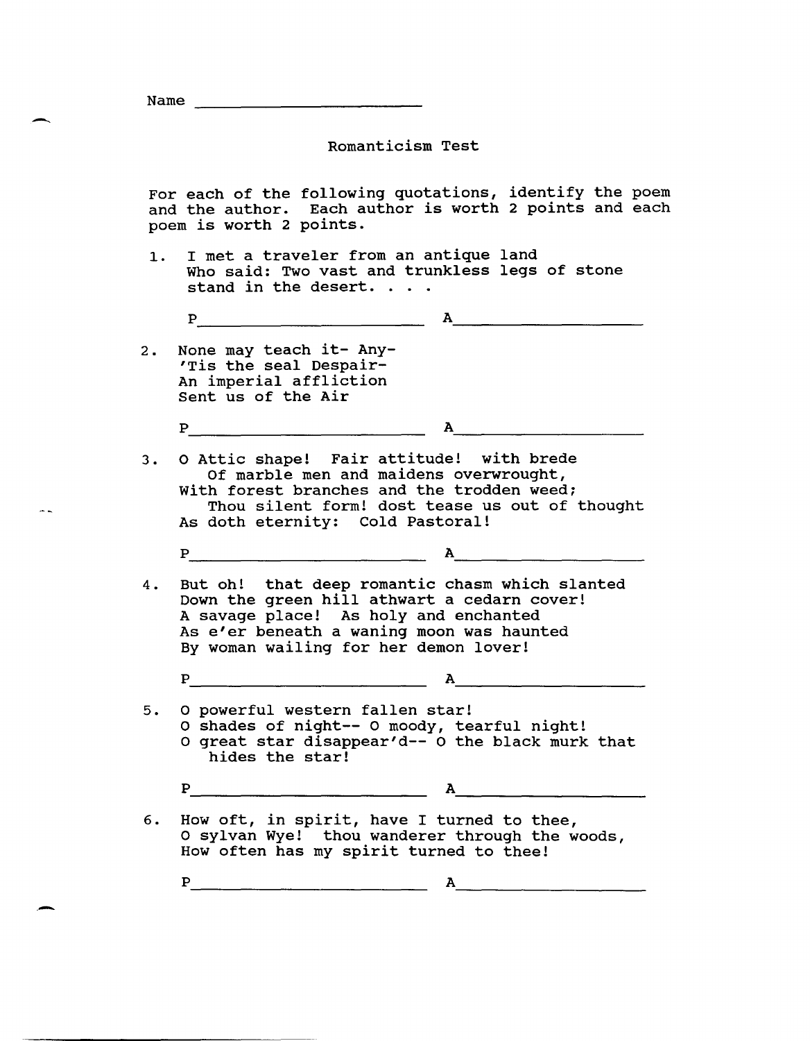Name ____________________

# Romanticism Test

For each of the following quotations, identify the poem and the author. Each author is worth 2 points and each poem is worth 2 points.

1. I met a traveler from an antique land
   Who said: Two vast and trunkless legs of stone
   stand in the desert. . . .

   P____________________ A____________________

2. None may teach it- Any-
   'Tis the seal Despair-
   An imperial affliction
   Sent us of the Air

   P____________________ A____________________

3. O Attic shape! Fair attitude! with brede
   Of marble men and maidens overwrought,
   With forest branches and the trodden weed;
   Thou silent form! dost tease us out of thought
   As doth eternity: Cold Pastoral!

   P____________________ A____________________

4. But oh! that deep romantic chasm which slanted
   Down the green hill athwart a cedarn cover!
   A savage place! As holy and enchanted
   As e'er beneath a waning moon was haunted
   By woman wailing for her demon lover!

   P____________________ A____________________

5. O powerful western fallen star!
   O shades of night-- O moody, tearful night!
   O great star disappear'd-- O the black murk that
   hides the star!

   P____________________ A____________________

6. How oft, in spirit, have I turned to thee,
   O sylvan Wye! thou wanderer through the woods,
   How often has my spirit turned to thee!

   P____________________ A____________________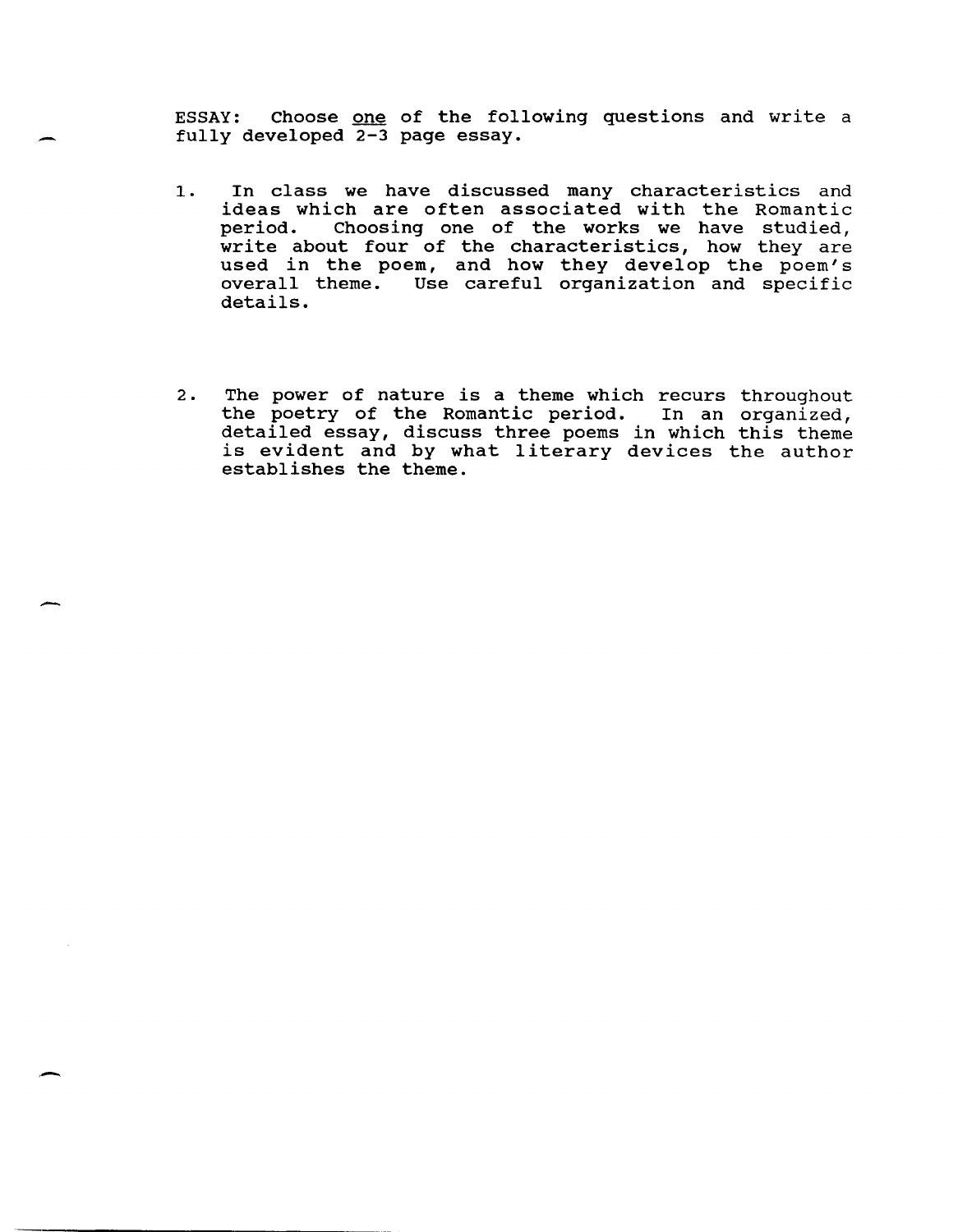ESSAY: Choose <u>one</u> of the following questions and write a fully developed 2-3 page essay.

1. In class we have discussed many characteristics and ideas which are often associated with the Romantic period. Choosing one of the works we have studied, write about four of the characteristics, how they are used in the poem, and how they develop the poem's overall theme. Use careful organization and specific details.

2. The power of nature is a theme which recurs throughout the poetry of the Romantic period. In an organized, detailed essay, discuss three poems in which this theme is evident and by what literary devices the author establishes the theme.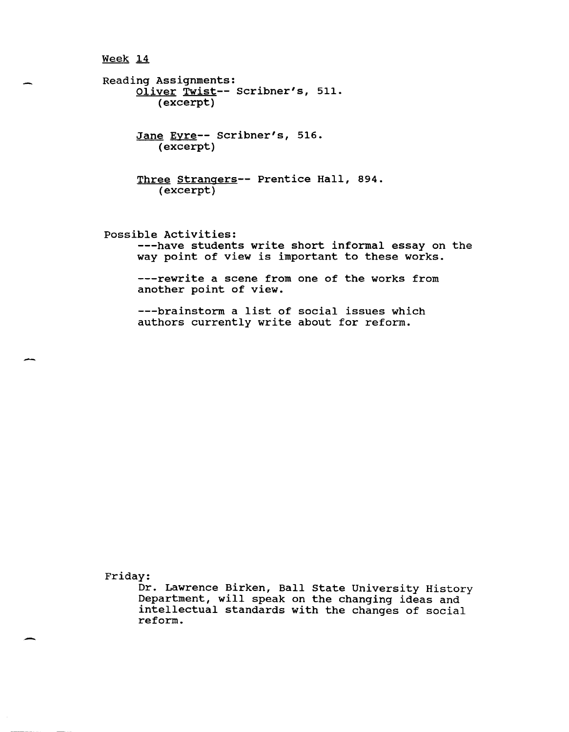Week 14

Reading Assignments:

*Oliver Twist*-- Scribner's, 511.
(excerpt)

*Jane Eyre*-- Scribner's, 516.
(excerpt)

*Three Strangers*-- Prentice Hall, 894.
(excerpt)

Possible Activities:

---have students write short informal essay on the way point of view is important to these works.

---rewrite a scene from one of the works from another point of view.

---brainstorm a list of social issues which authors currently write about for reform.

Friday:

Dr. Lawrence Birken, Ball State University History Department, will speak on the changing ideas and intellectual standards with the changes of social reform.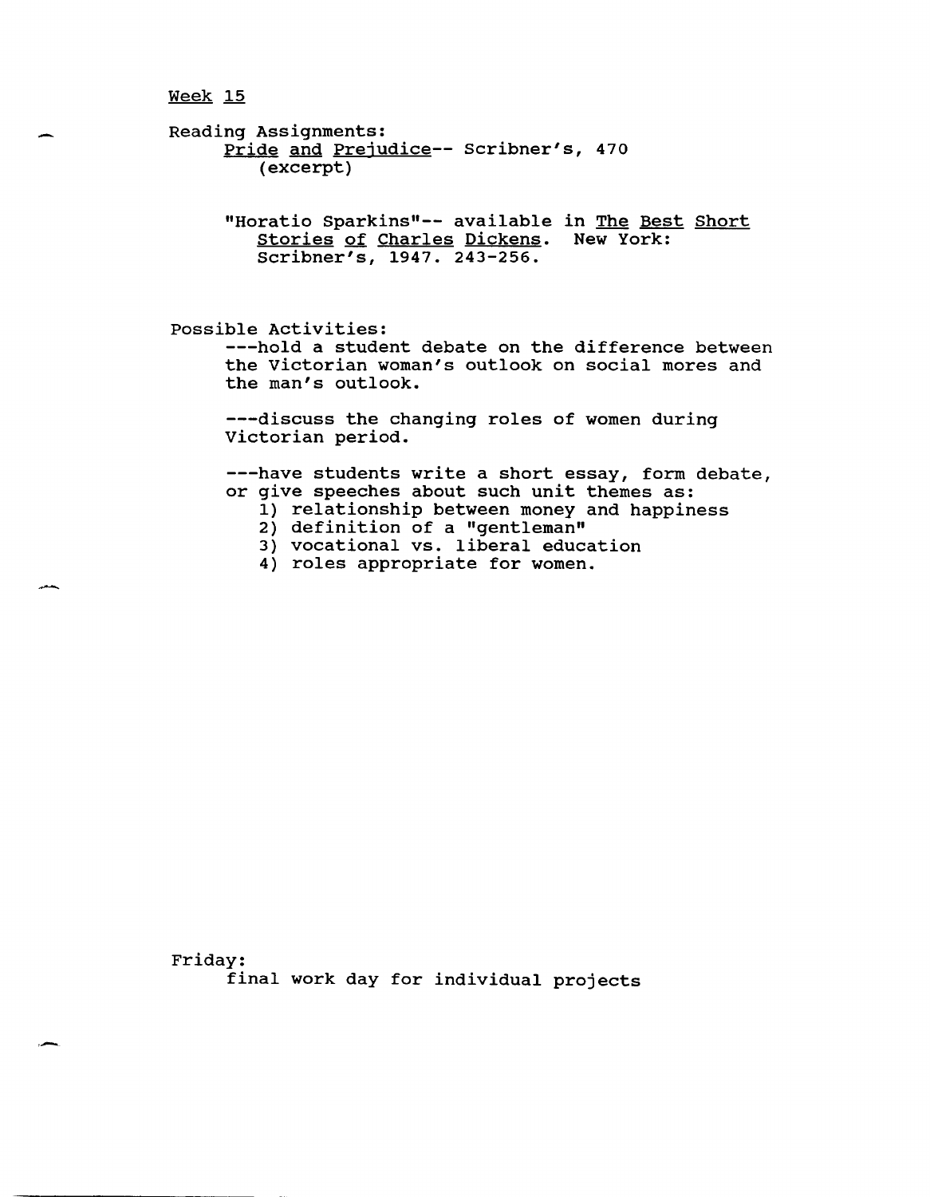Week 15

Reading Assignments:

Pride and Prejudice-- Scribner's, 470 (excerpt)

"Horatio Sparkins"-- available in The Best Short Stories of Charles Dickens. New York: Scribner's, 1947. 243-256.

Possible Activities:

---hold a student debate on the difference between the Victorian woman's outlook on social mores and the man's outlook.

---discuss the changing roles of women during Victorian period.

---have students write a short essay, form debate, or give speeches about such unit themes as:

1) relationship between money and happiness
2) definition of a "gentleman"
3) vocational vs. liberal education
4) roles appropriate for women.

Friday:

final work day for individual projects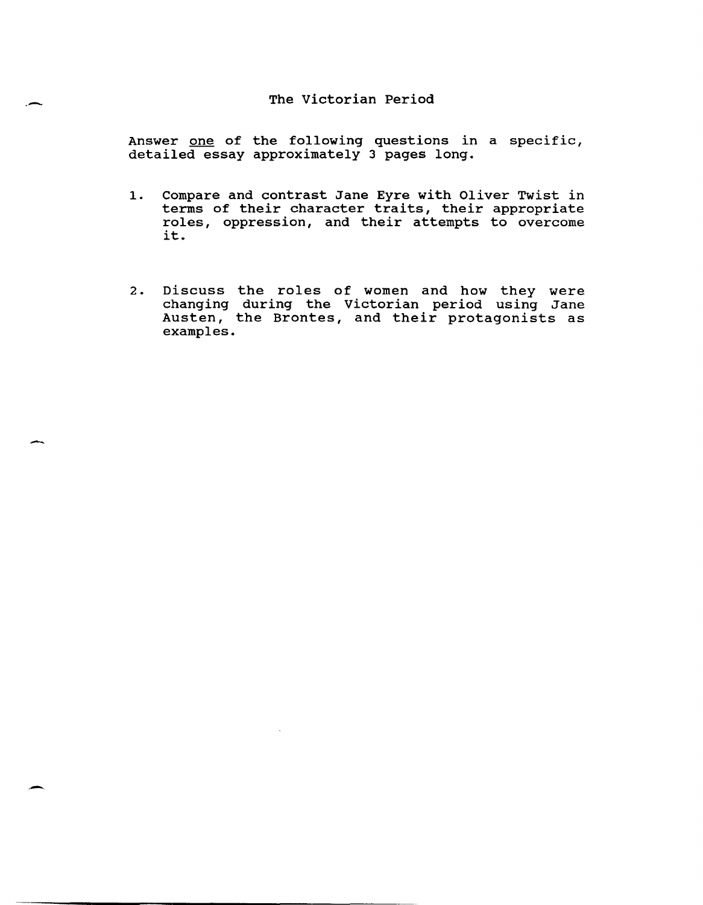# The Victorian Period

Answer <u>one</u> of the following questions in a specific, detailed essay approximately 3 pages long.

1. Compare and contrast Jane Eyre with Oliver Twist in terms of their character traits, their appropriate roles, oppression, and their attempts to overcome it.

2. Discuss the roles of women and how they were changing during the Victorian period using Jane Austen, the Brontes, and their protagonists as examples.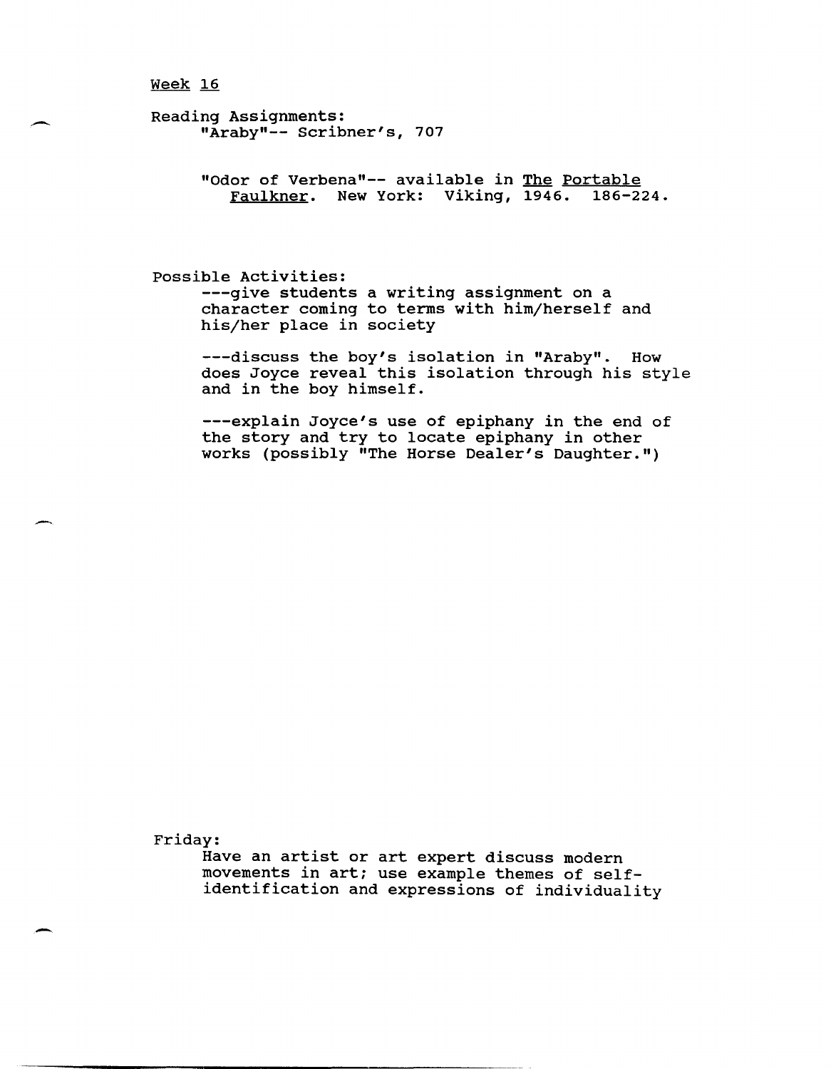Week 16

Reading Assignments:

"Araby"-- Scribner's, 707

"Odor of Verbena"-- available in The Portable Faulkner. New York: Viking, 1946. 186-224.

Possible Activities:

---give students a writing assignment on a character coming to terms with him/herself and his/her place in society

---discuss the boy's isolation in "Araby". How does Joyce reveal this isolation through his style and in the boy himself.

---explain Joyce's use of epiphany in the end of the story and try to locate epiphany in other works (possibly "The Horse Dealer's Daughter.")

Friday:

Have an artist or art expert discuss modern movements in art; use example themes of self-identification and expressions of individuality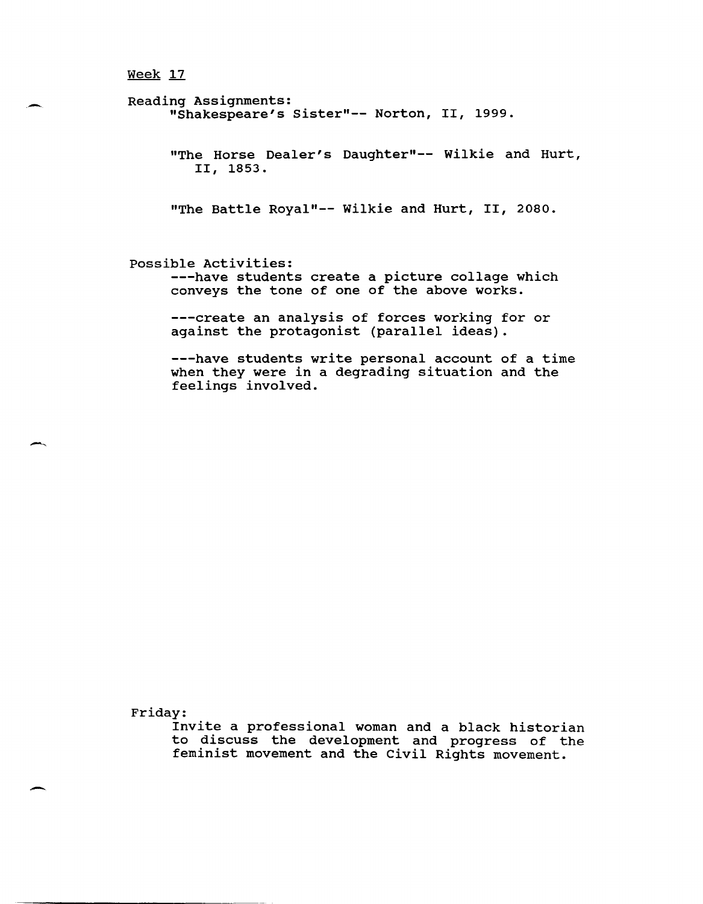Week 17

Reading Assignments:

"Shakespeare's Sister"-- Norton, II, 1999.

"The Horse Dealer's Daughter"-- Wilkie and Hurt, II, 1853.

"The Battle Royal"-- Wilkie and Hurt, II, 2080.

Possible Activities:

---have students create a picture collage which conveys the tone of one of the above works.

---create an analysis of forces working for or against the protagonist (parallel ideas).

---have students write personal account of a time when they were in a degrading situation and the feelings involved.

Friday:

Invite a professional woman and a black historian to discuss the development and progress of the feminist movement and the Civil Rights movement.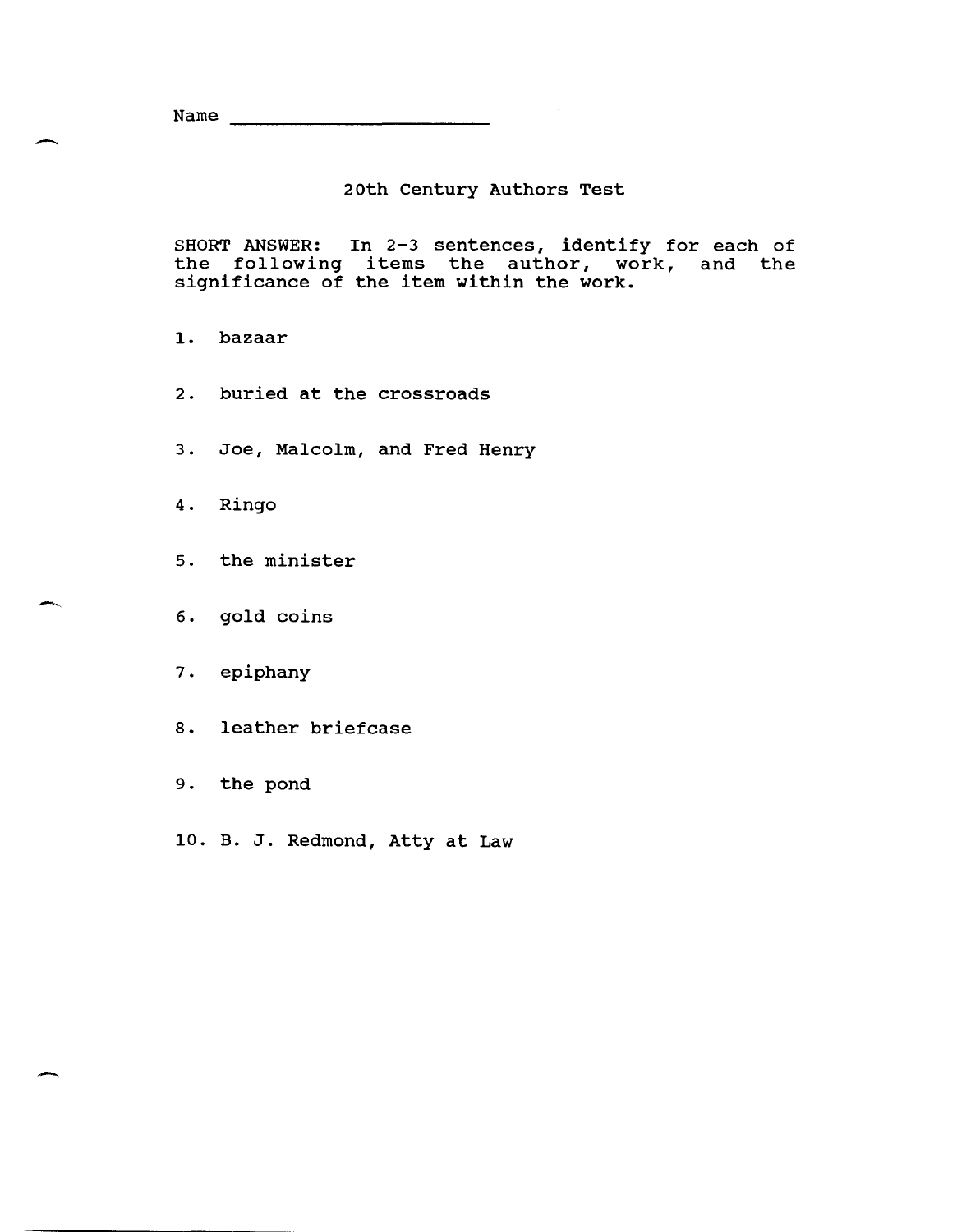Name ______________________

# 20th Century Authors Test

SHORT ANSWER: In 2-3 sentences, identify for each of the following items the author, work, and the significance of the item within the work.

1. bazaar

2. buried at the crossroads

3. Joe, Malcolm, and Fred Henry

4. Ringo

5. the minister

6. gold coins

7. epiphany

8. leather briefcase

9. the pond

10. B. J. Redmond, Atty at Law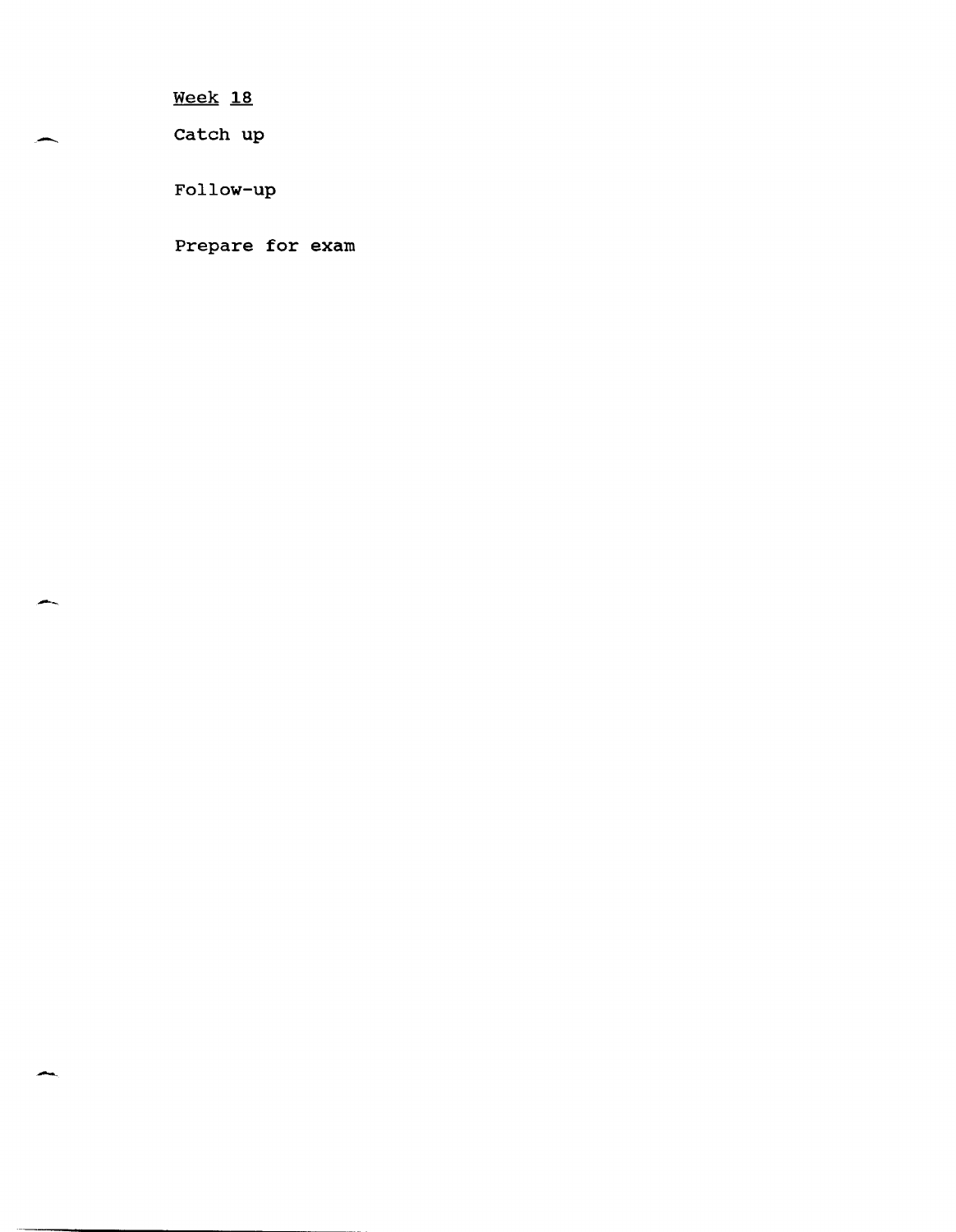Week 18

Catch up

Follow-up

Prepare for exam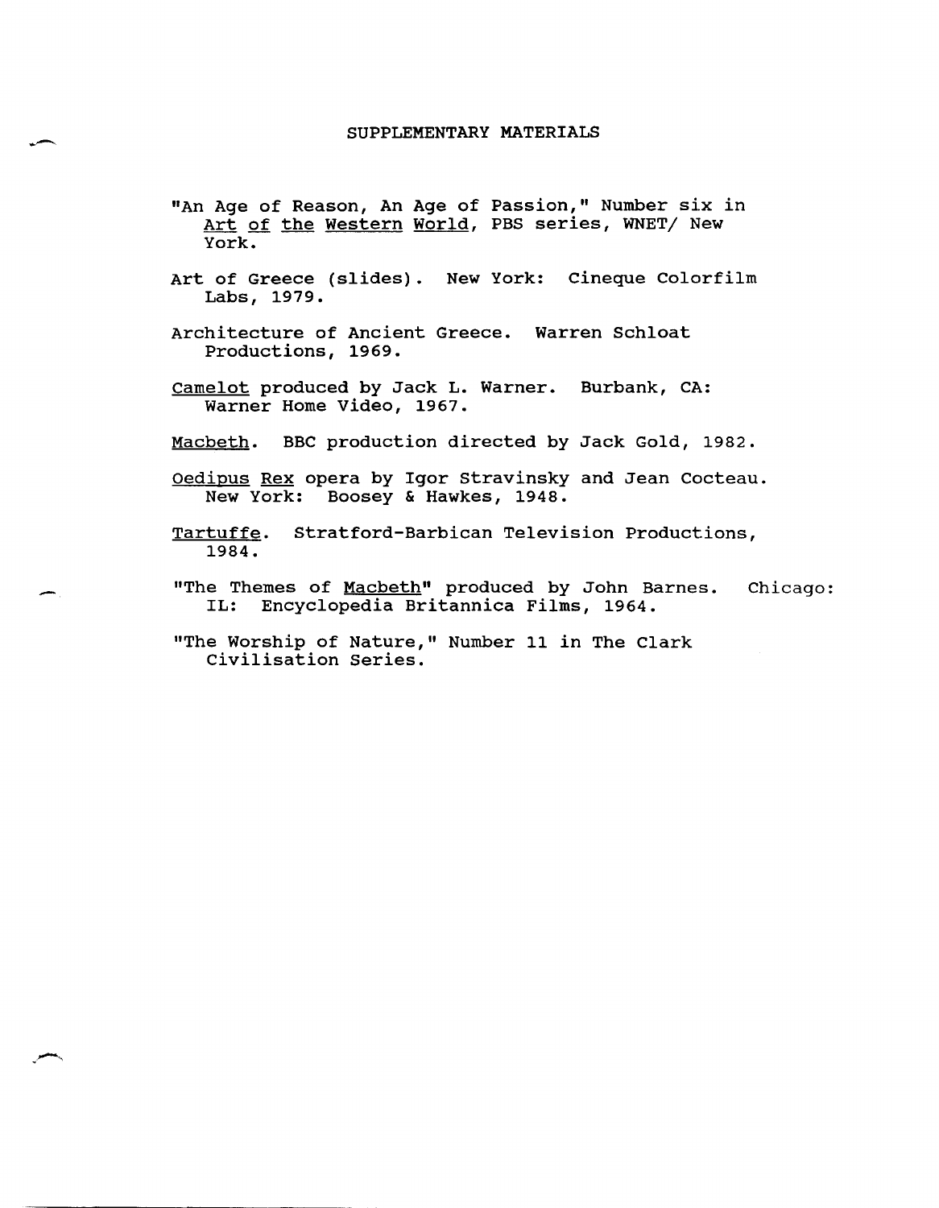# SUPPLEMENTARY MATERIALS

"An Age of Reason, An Age of Passion," Number six in <u>Art of the Western World</u>, PBS series, WNET/ New York.

Art of Greece (slides). New York: Cineque Colorfilm Labs, 1979.

Architecture of Ancient Greece. Warren Schloat Productions, 1969.

<u>Camelot</u> produced by Jack L. Warner. Burbank, CA: Warner Home Video, 1967.

<u>Macbeth</u>. BBC production directed by Jack Gold, 1982.

<u>Oedipus Rex</u> opera by Igor Stravinsky and Jean Cocteau. New York: Boosey & Hawkes, 1948.

<u>Tartuffe</u>. Stratford-Barbican Television Productions, 1984.

"The Themes of <u>Macbeth</u>" produced by John Barnes. Chicago: IL: Encyclopedia Britannica Films, 1964.

"The Worship of Nature," Number 11 in The Clark Civilisation Series.